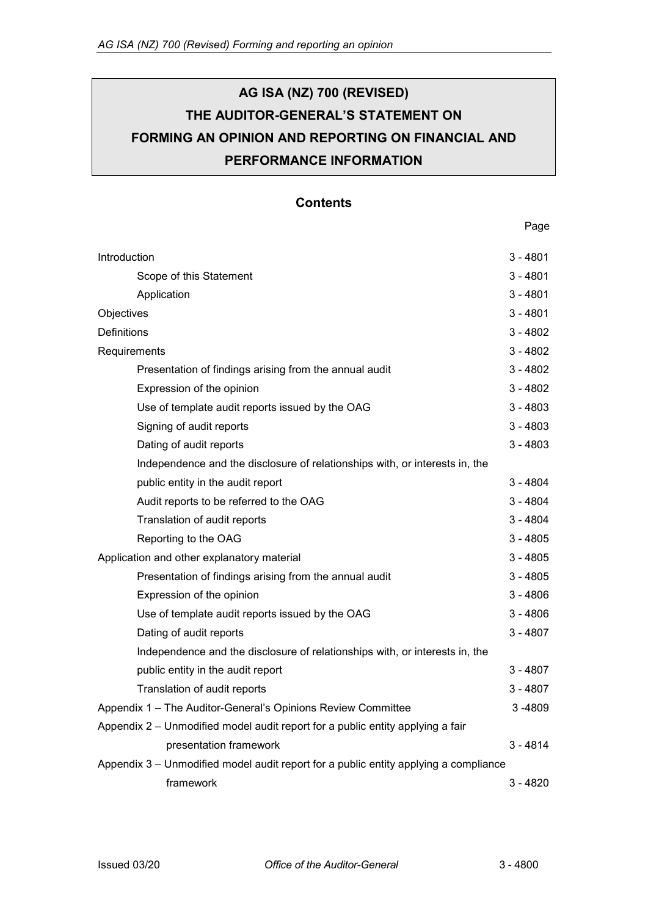# AG ISA (NZ) 700 (REVISED)
# THE AUDITOR-GENERAL'S STATEMENT ON FORMING AN OPINION AND REPORTING ON FINANCIAL AND PERFORMANCE INFORMATION

## Contents

| | Page |
|---|---|
| Introduction | 3 - 4801 |
| Scope of this Statement | 3 - 4801 |
| Application | 3 - 4801 |
| Objectives | 3 - 4801 |
| Definitions | 3 - 4802 |
| Requirements | 3 - 4802 |
| Presentation of findings arising from the annual audit | 3 - 4802 |
| Expression of the opinion | 3 - 4802 |
| Use of template audit reports issued by the OAG | 3 - 4803 |
| Signing of audit reports | 3 - 4803 |
| Dating of audit reports | 3 - 4803 |
| Independence and the disclosure of relationships with, or interests in, the public entity in the audit report | 3 - 4804 |
| Audit reports to be referred to the OAG | 3 - 4804 |
| Translation of audit reports | 3 - 4804 |
| Reporting to the OAG | 3 - 4805 |
| Application and other explanatory material | 3 - 4805 |
| Presentation of findings arising from the annual audit | 3 - 4805 |
| Expression of the opinion | 3 - 4806 |
| Use of template audit reports issued by the OAG | 3 - 4806 |
| Dating of audit reports | 3 - 4807 |
| Independence and the disclosure of relationships with, or interests in, the public entity in the audit report | 3 - 4807 |
| Translation of audit reports | 3 - 4807 |
| Appendix 1 – The Auditor-General's Opinions Review Committee | 3 -4809 |
| Appendix 2 – Unmodified model audit report for a public entity applying a fair presentation framework | 3 - 4814 |
| Appendix 3 – Unmodified model audit report for a public entity applying a compliance framework | 3 - 4820 |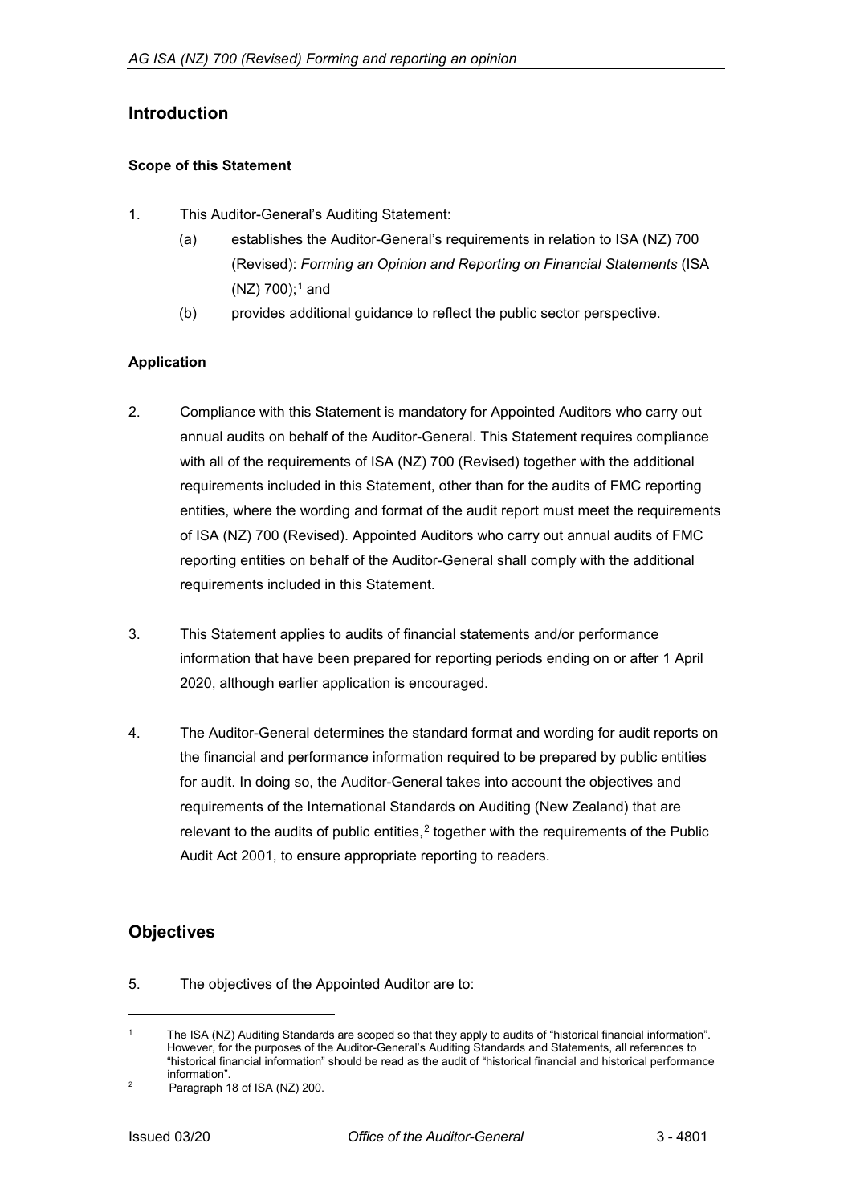## Introduction

### Scope of this Statement

1. This Auditor-General's Auditing Statement:
   (a) establishes the Auditor-General's requirements in relation to ISA (NZ) 700 (Revised): *Forming an Opinion and Reporting on Financial Statements* (ISA (NZ) 700);[1] and
   (b) provides additional guidance to reflect the public sector perspective.

### Application

2. Compliance with this Statement is mandatory for Appointed Auditors who carry out annual audits on behalf of the Auditor-General. This Statement requires compliance with all of the requirements of ISA (NZ) 700 (Revised) together with the additional requirements included in this Statement, other than for the audits of FMC reporting entities, where the wording and format of the audit report must meet the requirements of ISA (NZ) 700 (Revised). Appointed Auditors who carry out annual audits of FMC reporting entities on behalf of the Auditor-General shall comply with the additional requirements included in this Statement.

3. This Statement applies to audits of financial statements and/or performance information that have been prepared for reporting periods ending on or after 1 April 2020, although earlier application is encouraged.

4. The Auditor-General determines the standard format and wording for audit reports on the financial and performance information required to be prepared by public entities for audit. In doing so, the Auditor-General takes into account the objectives and requirements of the International Standards on Auditing (New Zealand) that are relevant to the audits of public entities,[2] together with the requirements of the Public Audit Act 2001, to ensure appropriate reporting to readers.

## Objectives

5. The objectives of the Appointed Auditor are to:

---

[1] The ISA (NZ) Auditing Standards are scoped so that they apply to audits of "historical financial information". However, for the purposes of the Auditor-General's Auditing Standards and Statements, all references to "historical financial information" should be read as the audit of "historical financial and historical performance information".

[2] Paragraph 18 of ISA (NZ) 200.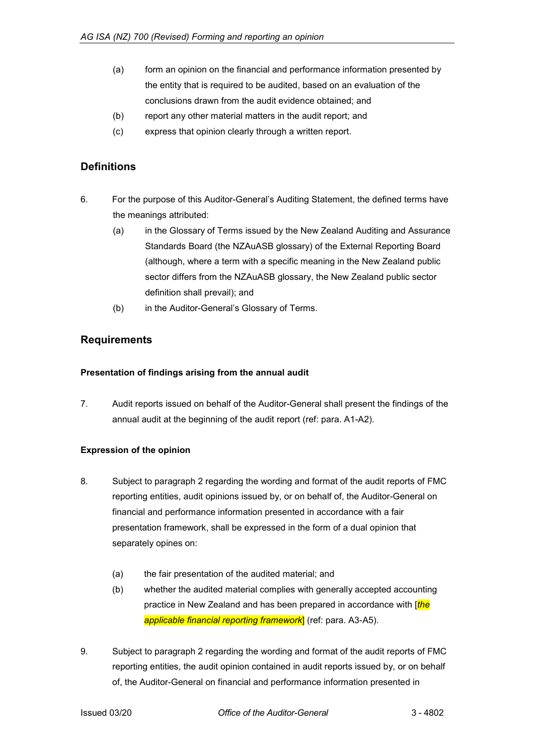(a) form an opinion on the financial and performance information presented by the entity that is required to be audited, based on an evaluation of the conclusions drawn from the audit evidence obtained; and

(b) report any other material matters in the audit report; and

(c) express that opinion clearly through a written report.

## Definitions

6. For the purpose of this Auditor-General's Auditing Statement, the defined terms have the meanings attributed:

   (a) in the Glossary of Terms issued by the New Zealand Auditing and Assurance Standards Board (the NZAuASB glossary) of the External Reporting Board (although, where a term with a specific meaning in the New Zealand public sector differs from the NZAuASB glossary, the New Zealand public sector definition shall prevail); and

   (b) in the Auditor-General's Glossary of Terms.

## Requirements

### Presentation of findings arising from the annual audit

7. Audit reports issued on behalf of the Auditor-General shall present the findings of the annual audit at the beginning of the audit report (ref: para. A1-A2).

### Expression of the opinion

8. Subject to paragraph 2 regarding the wording and format of the audit reports of FMC reporting entities, audit opinions issued by, or on behalf of, the Auditor-General on financial and performance information presented in accordance with a fair presentation framework, shall be expressed in the form of a dual opinion that separately opines on:

   (a) the fair presentation of the audited material; and

   (b) whether the audited material complies with generally accepted accounting practice in New Zealand and has been prepared in accordance with [*the applicable financial reporting framework*] (ref: para. A3-A5).

9. Subject to paragraph 2 regarding the wording and format of the audit reports of FMC reporting entities, the audit opinion contained in audit reports issued by, or on behalf of, the Auditor-General on financial and performance information presented in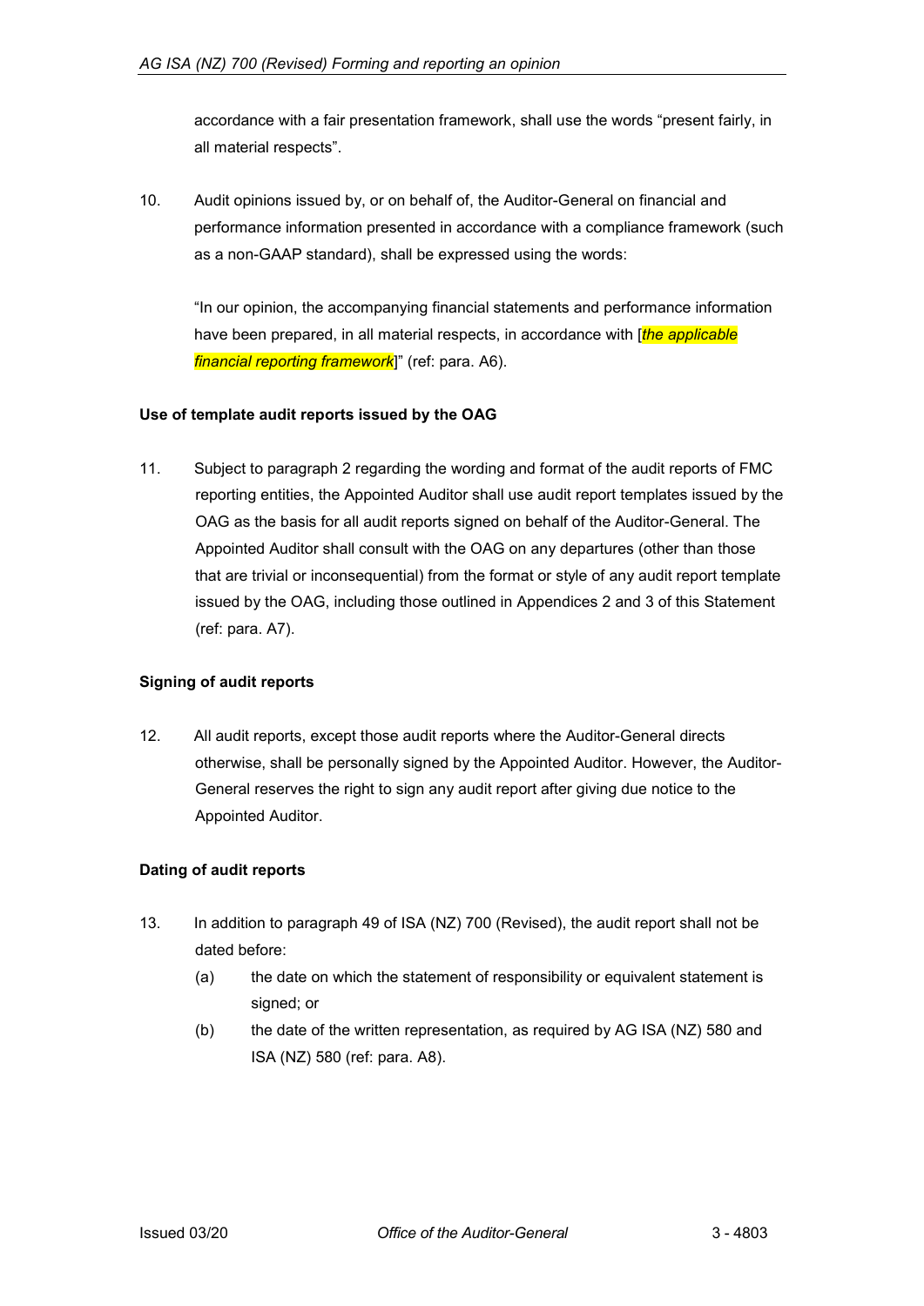accordance with a fair presentation framework, shall use the words "present fairly, in all material respects".

10. Audit opinions issued by, or on behalf of, the Auditor-General on financial and performance information presented in accordance with a compliance framework (such as a non-GAAP standard), shall be expressed using the words:

 "In our opinion, the accompanying financial statements and performance information have been prepared, in all material respects, in accordance with [*the applicable financial reporting framework*]" (ref: para. A6).

**Use of template audit reports issued by the OAG**

11. Subject to paragraph 2 regarding the wording and format of the audit reports of FMC reporting entities, the Appointed Auditor shall use audit report templates issued by the OAG as the basis for all audit reports signed on behalf of the Auditor-General. The Appointed Auditor shall consult with the OAG on any departures (other than those that are trivial or inconsequential) from the format or style of any audit report template issued by the OAG, including those outlined in Appendices 2 and 3 of this Statement (ref: para. A7).

**Signing of audit reports**

12. All audit reports, except those audit reports where the Auditor-General directs otherwise, shall be personally signed by the Appointed Auditor. However, the Auditor-General reserves the right to sign any audit report after giving due notice to the Appointed Auditor.

**Dating of audit reports**

13. In addition to paragraph 49 of ISA (NZ) 700 (Revised), the audit report shall not be dated before:

 (a) the date on which the statement of responsibility or equivalent statement is signed; or

 (b) the date of the written representation, as required by AG ISA (NZ) 580 and ISA (NZ) 580 (ref: para. A8).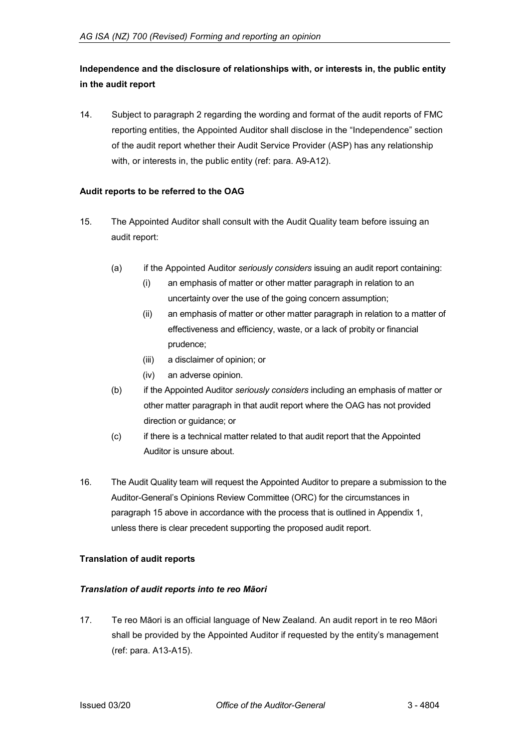**Independence and the disclosure of relationships with, or interests in, the public entity in the audit report**

14. Subject to paragraph 2 regarding the wording and format of the audit reports of FMC reporting entities, the Appointed Auditor shall disclose in the "Independence" section of the audit report whether their Audit Service Provider (ASP) has any relationship with, or interests in, the public entity (ref: para. A9-A12).

**Audit reports to be referred to the OAG**

15. The Appointed Auditor shall consult with the Audit Quality team before issuing an audit report:

    (a) if the Appointed Auditor *seriously considers* issuing an audit report containing:

        (i) an emphasis of matter or other matter paragraph in relation to an uncertainty over the use of the going concern assumption;

        (ii) an emphasis of matter or other matter paragraph in relation to a matter of effectiveness and efficiency, waste, or a lack of probity or financial prudence;

        (iii) a disclaimer of opinion; or

        (iv) an adverse opinion.

    (b) if the Appointed Auditor *seriously considers* including an emphasis of matter or other matter paragraph in that audit report where the OAG has not provided direction or guidance; or

    (c) if there is a technical matter related to that audit report that the Appointed Auditor is unsure about.

16. The Audit Quality team will request the Appointed Auditor to prepare a submission to the Auditor-General's Opinions Review Committee (ORC) for the circumstances in paragraph 15 above in accordance with the process that is outlined in Appendix 1, unless there is clear precedent supporting the proposed audit report.

**Translation of audit reports**

***Translation of audit reports into te reo Māori***

17. Te reo Māori is an official language of New Zealand. An audit report in te reo Māori shall be provided by the Appointed Auditor if requested by the entity's management (ref: para. A13-A15).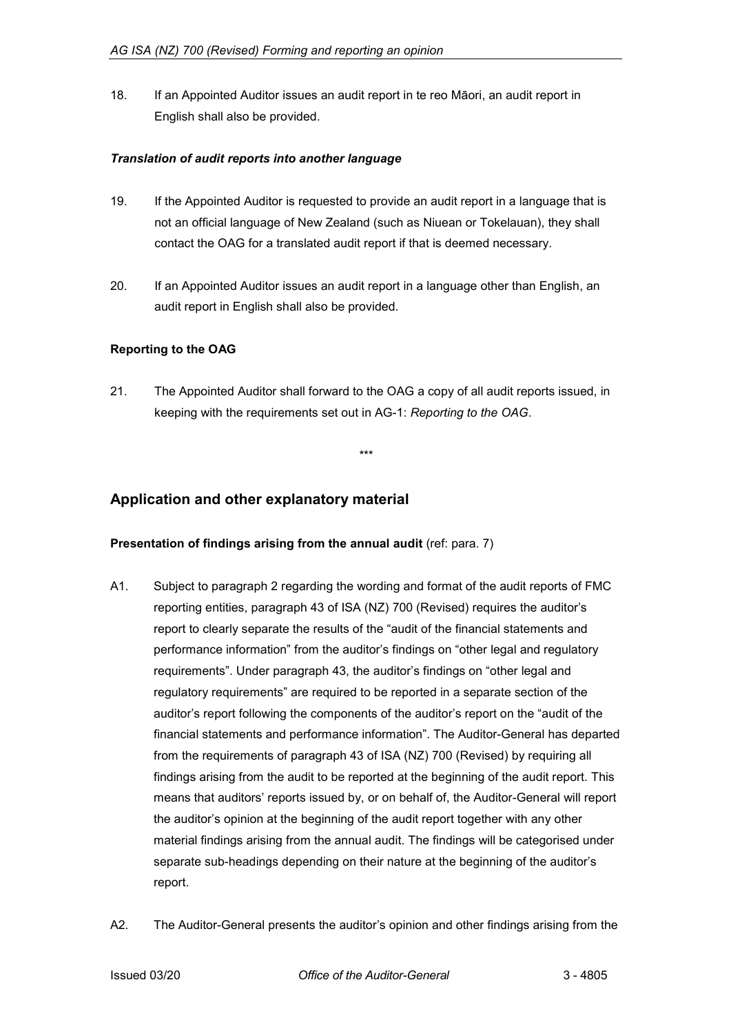18. If an Appointed Auditor issues an audit report in te reo Māori, an audit report in English shall also be provided.

#### *Translation of audit reports into another language*

19. If the Appointed Auditor is requested to provide an audit report in a language that is not an official language of New Zealand (such as Niuean or Tokelauan), they shall contact the OAG for a translated audit report if that is deemed necessary.

20. If an Appointed Auditor issues an audit report in a language other than English, an audit report in English shall also be provided.

### Reporting to the OAG

21. The Appointed Auditor shall forward to the OAG a copy of all audit reports issued, in keeping with the requirements set out in AG-1: *Reporting to the OAG*.

\*\*\*

## Application and other explanatory material

**Presentation of findings arising from the annual audit** (ref: para. 7)

A1. Subject to paragraph 2 regarding the wording and format of the audit reports of FMC reporting entities, paragraph 43 of ISA (NZ) 700 (Revised) requires the auditor's report to clearly separate the results of the "audit of the financial statements and performance information" from the auditor's findings on "other legal and regulatory requirements". Under paragraph 43, the auditor's findings on "other legal and regulatory requirements" are required to be reported in a separate section of the auditor's report following the components of the auditor's report on the "audit of the financial statements and performance information". The Auditor-General has departed from the requirements of paragraph 43 of ISA (NZ) 700 (Revised) by requiring all findings arising from the audit to be reported at the beginning of the audit report. This means that auditors' reports issued by, or on behalf of, the Auditor-General will report the auditor's opinion at the beginning of the audit report together with any other material findings arising from the annual audit. The findings will be categorised under separate sub-headings depending on their nature at the beginning of the auditor's report.

A2. The Auditor-General presents the auditor's opinion and other findings arising from the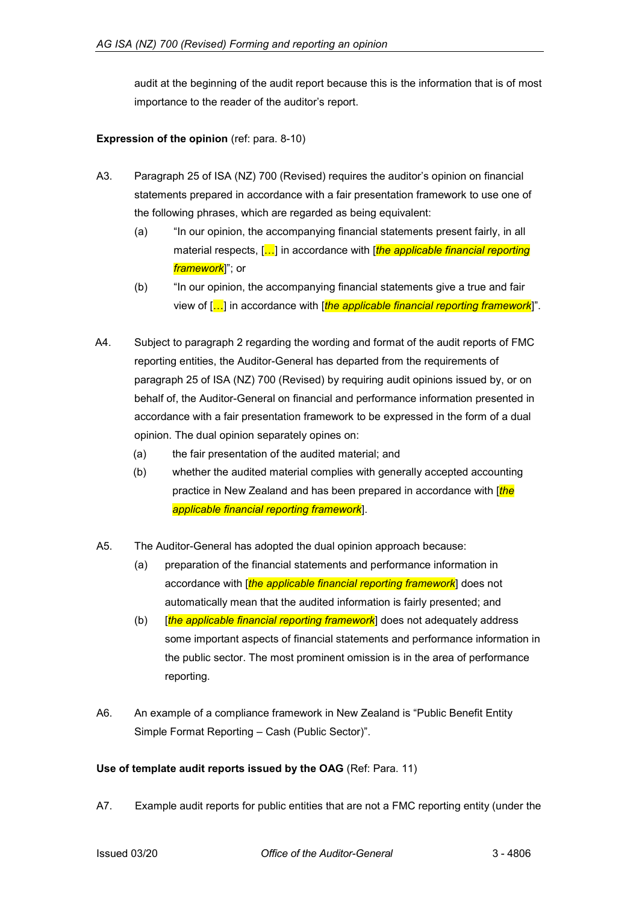audit at the beginning of the audit report because this is the information that is of most importance to the reader of the auditor's report.

**Expression of the opinion** (ref: para. 8-10)

A3. Paragraph 25 of ISA (NZ) 700 (Revised) requires the auditor's opinion on financial statements prepared in accordance with a fair presentation framework to use one of the following phrases, which are regarded as being equivalent:

(a) "In our opinion, the accompanying financial statements present fairly, in all material respects, […] in accordance with [*the applicable financial reporting framework*]"; or

(b) "In our opinion, the accompanying financial statements give a true and fair view of […] in accordance with [*the applicable financial reporting framework*]".

A4. Subject to paragraph 2 regarding the wording and format of the audit reports of FMC reporting entities, the Auditor-General has departed from the requirements of paragraph 25 of ISA (NZ) 700 (Revised) by requiring audit opinions issued by, or on behalf of, the Auditor-General on financial and performance information presented in accordance with a fair presentation framework to be expressed in the form of a dual opinion. The dual opinion separately opines on:

(a) the fair presentation of the audited material; and

(b) whether the audited material complies with generally accepted accounting practice in New Zealand and has been prepared in accordance with [*the applicable financial reporting framework*].

A5. The Auditor-General has adopted the dual opinion approach because:

(a) preparation of the financial statements and performance information in accordance with [*the applicable financial reporting framework*] does not automatically mean that the audited information is fairly presented; and

(b) [*the applicable financial reporting framework*] does not adequately address some important aspects of financial statements and performance information in the public sector. The most prominent omission is in the area of performance reporting.

A6. An example of a compliance framework in New Zealand is "Public Benefit Entity Simple Format Reporting – Cash (Public Sector)".

**Use of template audit reports issued by the OAG** (Ref: Para. 11)

A7. Example audit reports for public entities that are not a FMC reporting entity (under the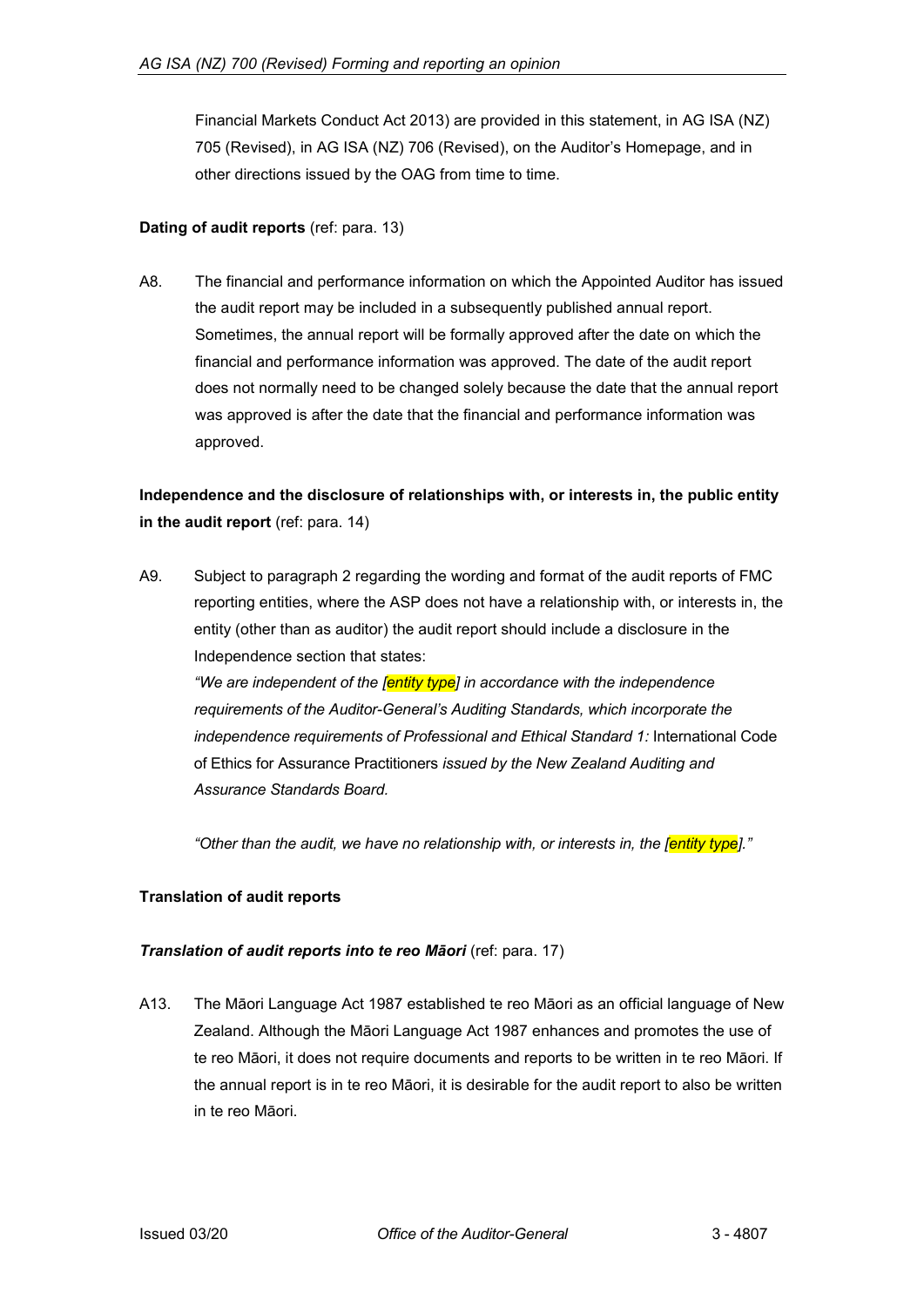Financial Markets Conduct Act 2013) are provided in this statement, in AG ISA (NZ) 705 (Revised), in AG ISA (NZ) 706 (Revised), on the Auditor's Homepage, and in other directions issued by the OAG from time to time.

**Dating of audit reports** (ref: para. 13)

A8. The financial and performance information on which the Appointed Auditor has issued the audit report may be included in a subsequently published annual report. Sometimes, the annual report will be formally approved after the date on which the financial and performance information was approved. The date of the audit report does not normally need to be changed solely because the date that the annual report was approved is after the date that the financial and performance information was approved.

**Independence and the disclosure of relationships with, or interests in, the public entity in the audit report** (ref: para. 14)

A9. Subject to paragraph 2 regarding the wording and format of the audit reports of FMC reporting entities, where the ASP does not have a relationship with, or interests in, the entity (other than as auditor) the audit report should include a disclosure in the Independence section that states:

*"We are independent of the [entity type] in accordance with the independence requirements of the Auditor-General's Auditing Standards, which incorporate the independence requirements of Professional and Ethical Standard 1:* International Code of Ethics for Assurance Practitioners *issued by the New Zealand Auditing and Assurance Standards Board.*

*"Other than the audit, we have no relationship with, or interests in, the [entity type]."*

**Translation of audit reports**

***Translation of audit reports into te reo Māori*** (ref: para. 17)

A13. The Māori Language Act 1987 established te reo Māori as an official language of New Zealand. Although the Māori Language Act 1987 enhances and promotes the use of te reo Māori, it does not require documents and reports to be written in te reo Māori. If the annual report is in te reo Māori, it is desirable for the audit report to also be written in te reo Māori.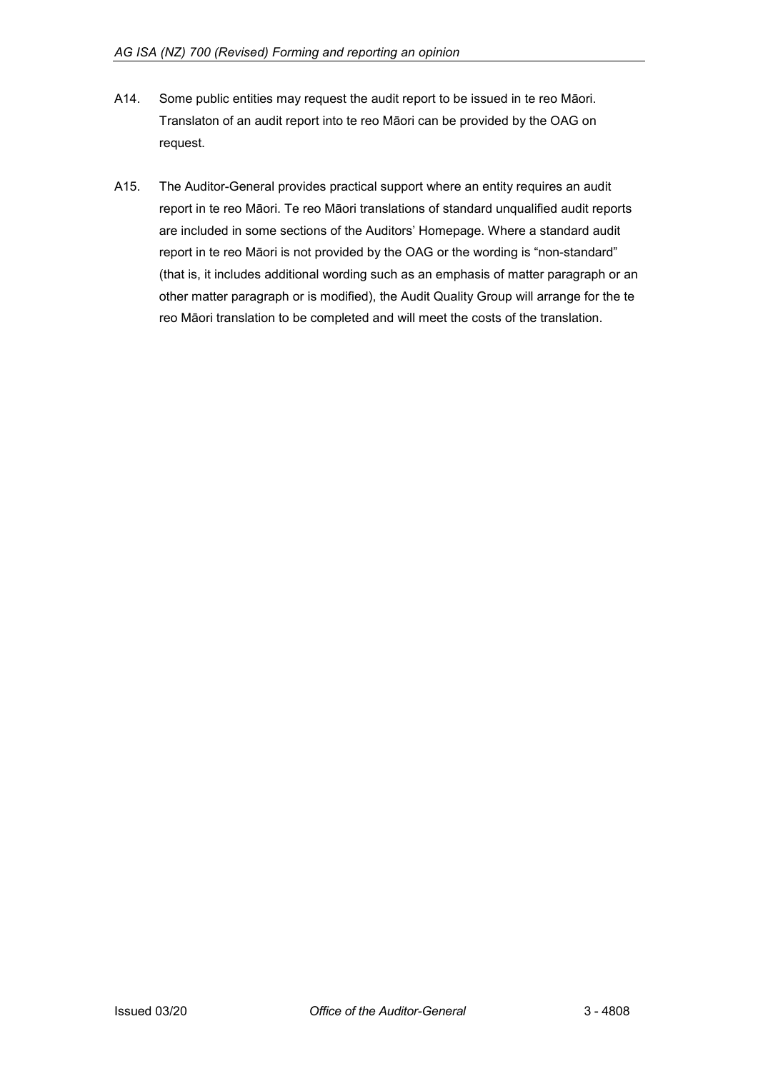A14. Some public entities may request the audit report to be issued in te reo Māori. Translaton of an audit report into te reo Māori can be provided by the OAG on request.

A15. The Auditor-General provides practical support where an entity requires an audit report in te reo Māori. Te reo Māori translations of standard unqualified audit reports are included in some sections of the Auditors' Homepage. Where a standard audit report in te reo Māori is not provided by the OAG or the wording is "non-standard" (that is, it includes additional wording such as an emphasis of matter paragraph or an other matter paragraph or is modified), the Audit Quality Group will arrange for the te reo Māori translation to be completed and will meet the costs of the translation.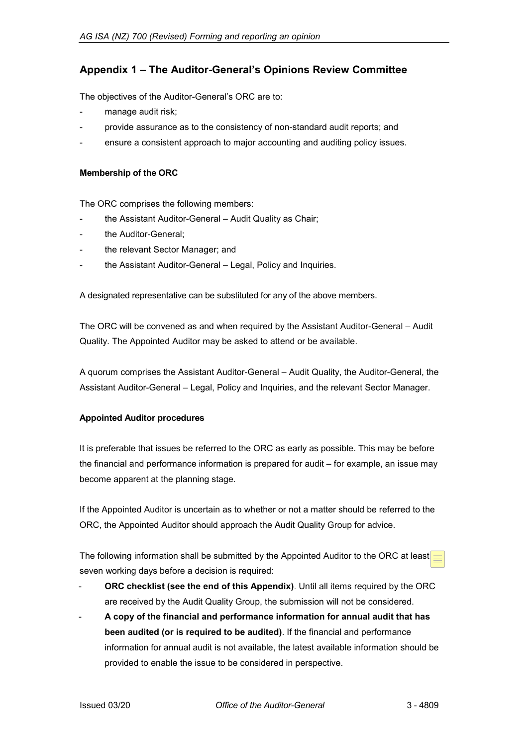## Appendix 1 – The Auditor-General's Opinions Review Committee

The objectives of the Auditor-General's ORC are to:

- manage audit risk;
- provide assurance as to the consistency of non-standard audit reports; and
- ensure a consistent approach to major accounting and auditing policy issues.

#### Membership of the ORC

The ORC comprises the following members:

- the Assistant Auditor-General – Audit Quality as Chair;
- the Auditor-General;
- the relevant Sector Manager; and
- the Assistant Auditor-General – Legal, Policy and Inquiries.

A designated representative can be substituted for any of the above members.

The ORC will be convened as and when required by the Assistant Auditor-General – Audit Quality. The Appointed Auditor may be asked to attend or be available.

A quorum comprises the Assistant Auditor-General – Audit Quality, the Auditor-General, the Assistant Auditor-General – Legal, Policy and Inquiries, and the relevant Sector Manager.

#### Appointed Auditor procedures

It is preferable that issues be referred to the ORC as early as possible. This may be before the financial and performance information is prepared for audit – for example, an issue may become apparent at the planning stage.

If the Appointed Auditor is uncertain as to whether or not a matter should be referred to the ORC, the Appointed Auditor should approach the Audit Quality Group for advice.

The following information shall be submitted by the Appointed Auditor to the ORC at least seven working days before a decision is required:

- **ORC checklist (see the end of this Appendix)**. Until all items required by the ORC are received by the Audit Quality Group, the submission will not be considered.
- **A copy of the financial and performance information for annual audit that has been audited (or is required to be audited)**. If the financial and performance information for annual audit is not available, the latest available information should be provided to enable the issue to be considered in perspective.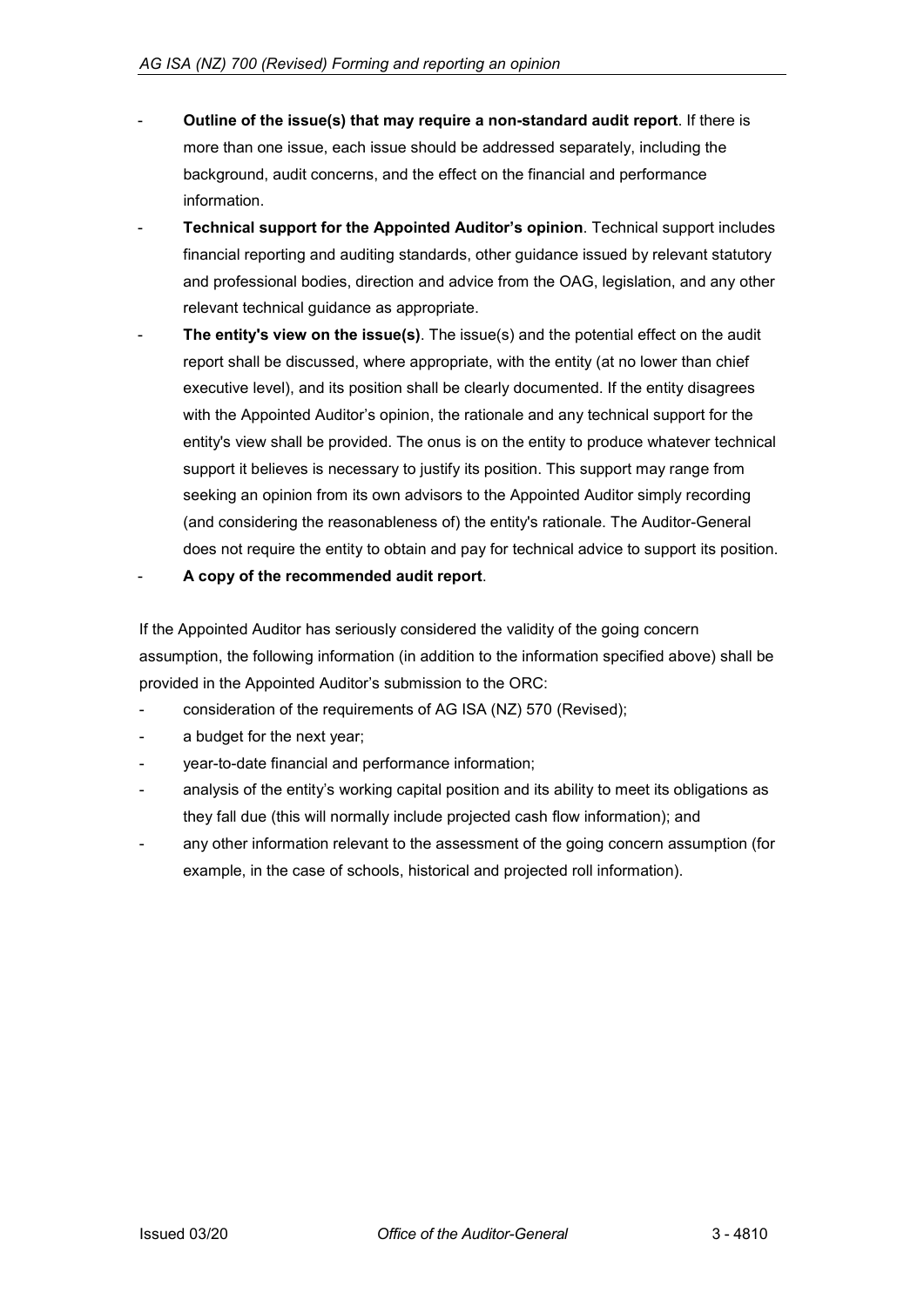- **Outline of the issue(s) that may require a non-standard audit report**. If there is more than one issue, each issue should be addressed separately, including the background, audit concerns, and the effect on the financial and performance information.
- **Technical support for the Appointed Auditor's opinion**. Technical support includes financial reporting and auditing standards, other guidance issued by relevant statutory and professional bodies, direction and advice from the OAG, legislation, and any other relevant technical guidance as appropriate.
- **The entity's view on the issue(s)**. The issue(s) and the potential effect on the audit report shall be discussed, where appropriate, with the entity (at no lower than chief executive level), and its position shall be clearly documented. If the entity disagrees with the Appointed Auditor's opinion, the rationale and any technical support for the entity's view shall be provided. The onus is on the entity to produce whatever technical support it believes is necessary to justify its position. This support may range from seeking an opinion from its own advisors to the Appointed Auditor simply recording (and considering the reasonableness of) the entity's rationale. The Auditor-General does not require the entity to obtain and pay for technical advice to support its position.
- **A copy of the recommended audit report**.

If the Appointed Auditor has seriously considered the validity of the going concern assumption, the following information (in addition to the information specified above) shall be provided in the Appointed Auditor's submission to the ORC:

- consideration of the requirements of AG ISA (NZ) 570 (Revised);
- a budget for the next year;
- year-to-date financial and performance information;
- analysis of the entity's working capital position and its ability to meet its obligations as they fall due (this will normally include projected cash flow information); and
- any other information relevant to the assessment of the going concern assumption (for example, in the case of schools, historical and projected roll information).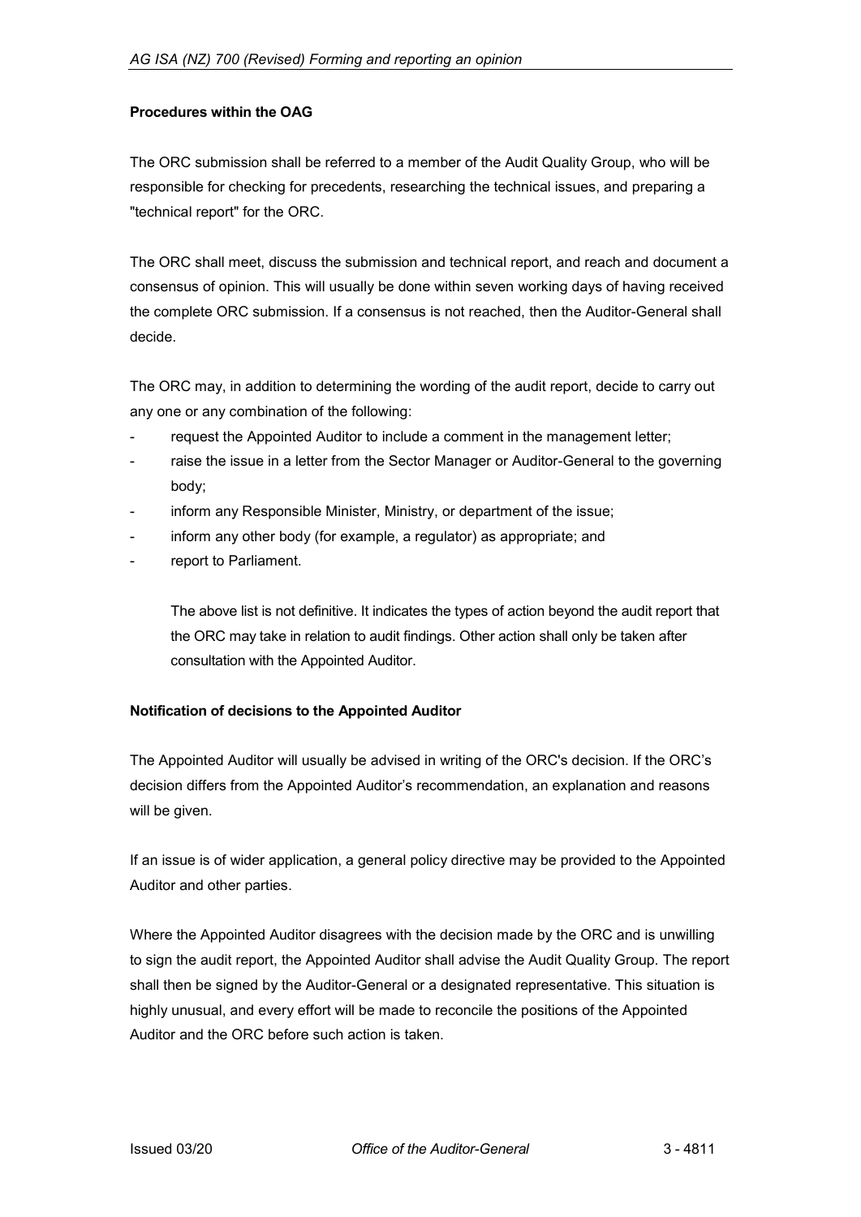**Procedures within the OAG**

The ORC submission shall be referred to a member of the Audit Quality Group, who will be responsible for checking for precedents, researching the technical issues, and preparing a "technical report" for the ORC.

The ORC shall meet, discuss the submission and technical report, and reach and document a consensus of opinion. This will usually be done within seven working days of having received the complete ORC submission. If a consensus is not reached, then the Auditor-General shall decide.

The ORC may, in addition to determining the wording of the audit report, decide to carry out any one or any combination of the following:

- request the Appointed Auditor to include a comment in the management letter;
- raise the issue in a letter from the Sector Manager or Auditor-General to the governing body;
- inform any Responsible Minister, Ministry, or department of the issue;
- inform any other body (for example, a regulator) as appropriate; and
- report to Parliament.

The above list is not definitive. It indicates the types of action beyond the audit report that the ORC may take in relation to audit findings. Other action shall only be taken after consultation with the Appointed Auditor.

**Notification of decisions to the Appointed Auditor**

The Appointed Auditor will usually be advised in writing of the ORC's decision. If the ORC's decision differs from the Appointed Auditor's recommendation, an explanation and reasons will be given.

If an issue is of wider application, a general policy directive may be provided to the Appointed Auditor and other parties.

Where the Appointed Auditor disagrees with the decision made by the ORC and is unwilling to sign the audit report, the Appointed Auditor shall advise the Audit Quality Group. The report shall then be signed by the Auditor-General or a designated representative. This situation is highly unusual, and every effort will be made to reconcile the positions of the Appointed Auditor and the ORC before such action is taken.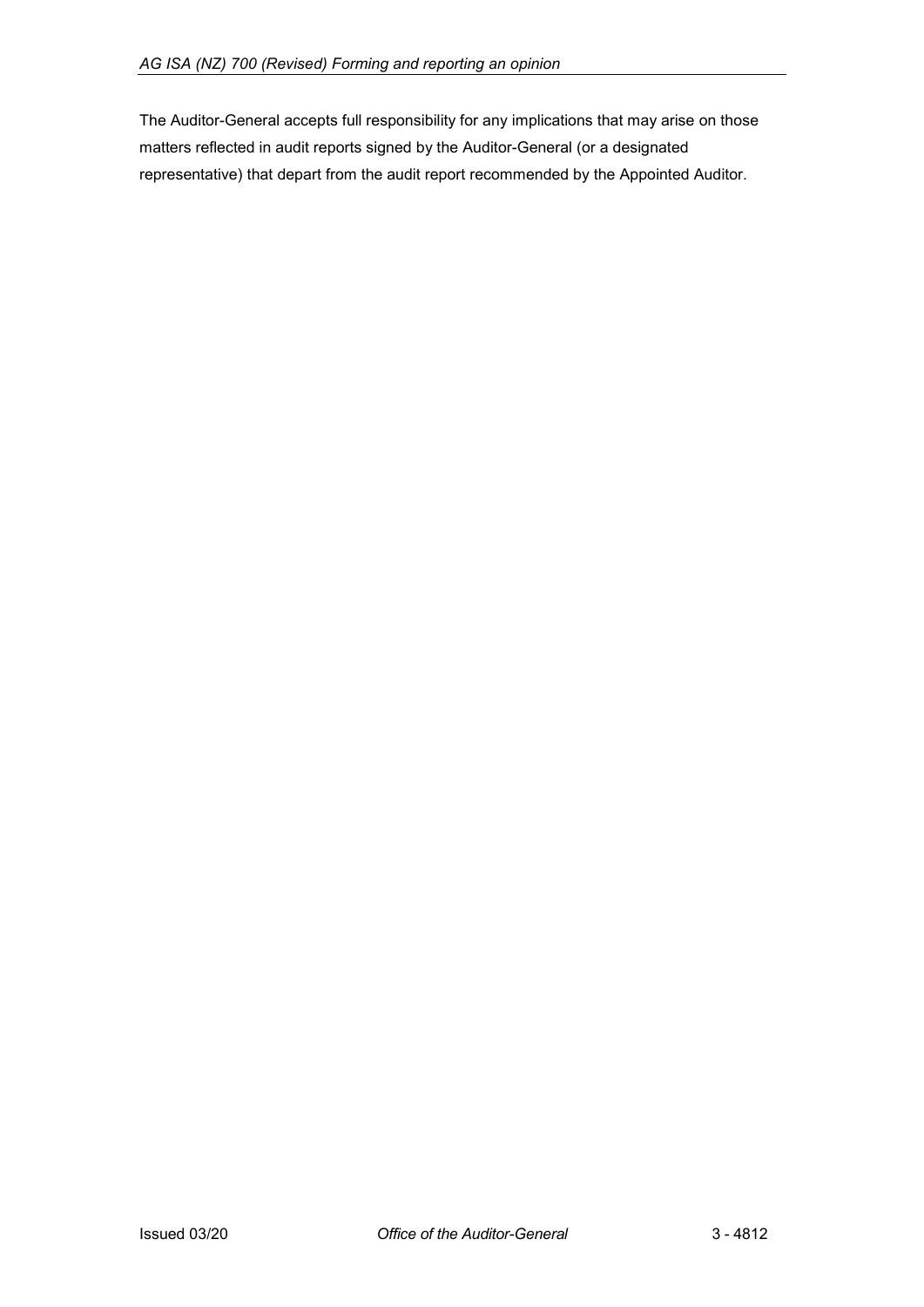The Auditor-General accepts full responsibility for any implications that may arise on those matters reflected in audit reports signed by the Auditor-General (or a designated representative) that depart from the audit report recommended by the Appointed Auditor.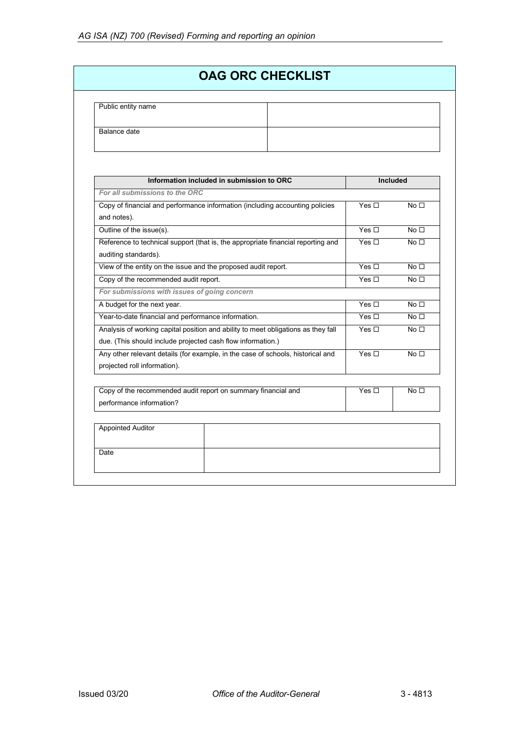# OAG ORC CHECKLIST

| Public entity name | |
|---|---|
| Balance date | |

| Information included in submission to ORC | Included | |
|---|---|---|
| ***For all submissions to the ORC*** | | |
| Copy of financial and performance information (including accounting policies and notes). | Yes ☐ | No ☐ |
| Outline of the issue(s). | Yes ☐ | No ☐ |
| Reference to technical support (that is, the appropriate financial reporting and auditing standards). | Yes ☐ | No ☐ |
| View of the entity on the issue and the proposed audit report. | Yes ☐ | No ☐ |
| Copy of the recommended audit report. | Yes ☐ | No ☐ |
| ***For submissions with issues of going concern*** | | |
| A budget for the next year. | Yes ☐ | No ☐ |
| Year-to-date financial and performance information. | Yes ☐ | No ☐ |
| Analysis of working capital position and ability to meet obligations as they fall due. (This should include projected cash flow information.) | Yes ☐ | No ☐ |
| Any other relevant details (for example, in the case of schools, historical and projected roll information). | Yes ☐ | No ☐ |

| Copy of the recommended audit report on summary financial and performance information? | Yes ☐ | No ☐ |
|---|---|---|

| Appointed Auditor | |
|---|---|
| Date | |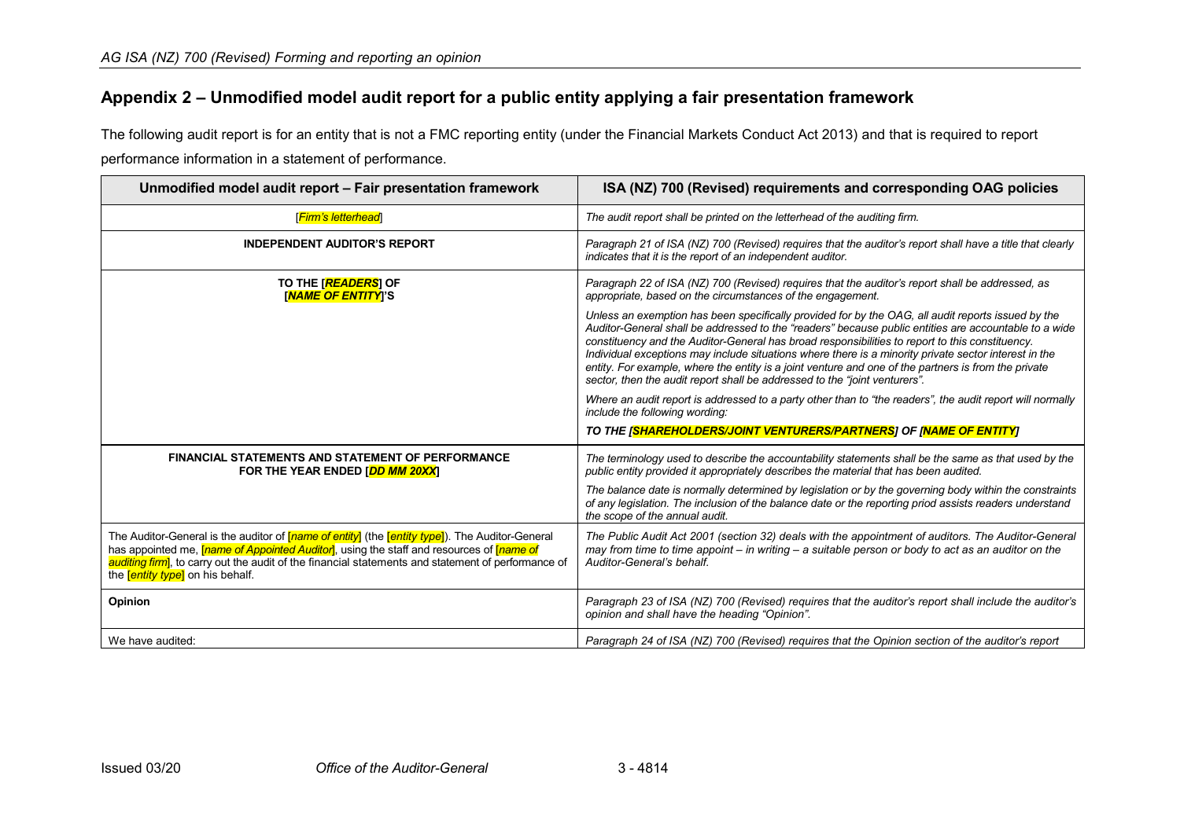## Appendix 2 – Unmodified model audit report for a public entity applying a fair presentation framework

The following audit report is for an entity that is not a FMC reporting entity (under the Financial Markets Conduct Act 2013) and that is required to report performance information in a statement of performance.

| Unmodified model audit report – Fair presentation framework | ISA (NZ) 700 (Revised) requirements and corresponding OAG policies |
|---|---|
| [*Firm's letterhead*] | *The audit report shall be printed on the letterhead of the auditing firm.* |
| **INDEPENDENT AUDITOR'S REPORT** | *Paragraph 21 of ISA (NZ) 700 (Revised) requires that the auditor's report shall have a title that clearly indicates that it is the report of an independent auditor.* |
| **TO THE [*READERS*] OF [*NAME OF ENTITY*]'S** | *Paragraph 22 of ISA (NZ) 700 (Revised) requires that the auditor's report shall be addressed, as appropriate, based on the circumstances of the engagement.*<br><br>*Unless an exemption has been specifically provided for by the OAG, all audit reports issued by the Auditor-General shall be addressed to the "readers" because public entities are accountable to a wide constituency and the Auditor-General has broad responsibilities to report to this constituency. Individual exceptions may include situations where there is a minority private sector interest in the entity. For example, where the entity is a joint venture and one of the partners is from the private sector, then the audit report shall be addressed to the "joint venturers".*<br><br>*Where an audit report is addressed to a party other than to "the readers", the audit report will normally include the following wording:*<br><br>***TO THE [SHAREHOLDERS/JOINT VENTURERS/PARTNERS] OF [NAME OF ENTITY]*** |
| **FINANCIAL STATEMENTS AND STATEMENT OF PERFORMANCE FOR THE YEAR ENDED [*DD MM 20XX*]** | *The terminology used to describe the accountability statements shall be the same as that used by the public entity provided it appropriately describes the material that has been audited.*<br><br>*The balance date is normally determined by legislation or by the governing body within the constraints of any legislation. The inclusion of the balance date or the reporting priod assists readers understand the scope of the annual audit.* |
| The Auditor-General is the auditor of [*name of entity*] (the [*entity type*]). The Auditor-General has appointed me, [*name of Appointed Auditor*], using the staff and resources of [*name of auditing firm*], to carry out the audit of the financial statements and statement of performance of the [*entity type*] on his behalf. | *The Public Audit Act 2001 (section 32) deals with the appointment of auditors. The Auditor-General may from time to time appoint – in writing – a suitable person or body to act as an auditor on the Auditor-General's behalf.* |
| **Opinion** | *Paragraph 23 of ISA (NZ) 700 (Revised) requires that the auditor's report shall include the auditor's opinion and shall have the heading "Opinion".* |
| We have audited: | *Paragraph 24 of ISA (NZ) 700 (Revised) requires that the Opinion section of the auditor's report* |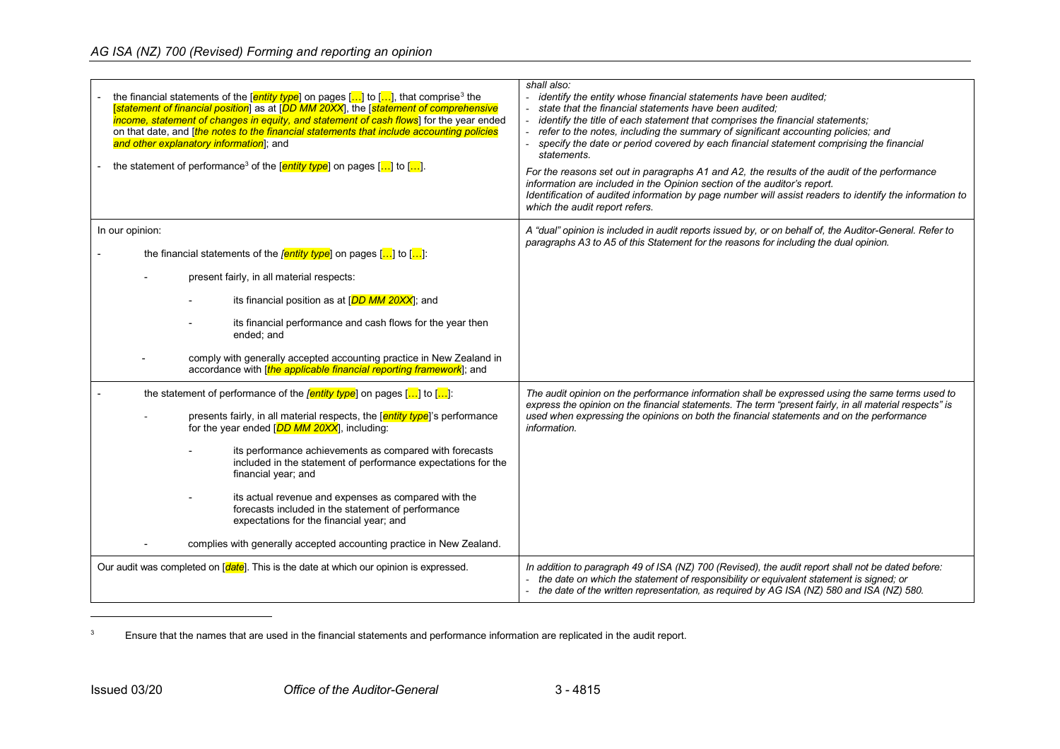| | |
|---|---|
| - the financial statements of the [*entity type*] on pages […] to […], that comprise[3] the [*statement of financial position*] as at [*DD MM 20XX*], the [*statement of comprehensive income, statement of changes in equity, and statement of cash flows*] for the year ended on that date, and [*the notes to the financial statements that include accounting policies and other explanatory information*]; and<br>- the statement of performance[3] of the [*entity type*] on pages […] to […]. | *shall also:*<br>*- identify the entity whose financial statements have been audited;*<br>*- state that the financial statements have been audited;*<br>*- identify the title of each statement that comprises the financial statements;*<br>*- refer to the notes, including the summary of significant accounting policies; and*<br>*- specify the date or period covered by each financial statement comprising the financial statements.*<br>*For the reasons set out in paragraphs A1 and A2, the results of the audit of the performance information are included in the Opinion section of the auditor's report.*<br>*Identification of audited information by page number will assist readers to identify the information to which the audit report refers.* |
| In our opinion:<br>- the financial statements of the [*entity type*] on pages […] to […]:<br>  - present fairly, in all material respects:<br>    - its financial position as at [*DD MM 20XX*]; and<br>    - its financial performance and cash flows for the year then ended; and<br>  - comply with generally accepted accounting practice in New Zealand in accordance with [*the applicable financial reporting framework*]; and | *A "dual" opinion is included in audit reports issued by, or on behalf of, the Auditor-General. Refer to paragraphs A3 to A5 of this Statement for the reasons for including the dual opinion.* |
| - the statement of performance of the [*entity type*] on pages […] to […]:<br>  - presents fairly, in all material respects, the [*entity type*]'s performance for the year ended [*DD MM 20XX*], including:<br>    - its performance achievements as compared with forecasts included in the statement of performance expectations for the financial year; and<br>    - its actual revenue and expenses as compared with the forecasts included in the statement of performance expectations for the financial year; and<br>  - complies with generally accepted accounting practice in New Zealand. | *The audit opinion on the performance information shall be expressed using the same terms used to express the opinion on the financial statements. The term "present fairly, in all material respects" is used when expressing the opinions on both the financial statements and on the performance information.* |
| Our audit was completed on [*date*]. This is the date at which our opinion is expressed. | *In addition to paragraph 49 of ISA (NZ) 700 (Revised), the audit report shall not be dated before:*<br>*- the date on which the statement of responsibility or equivalent statement is signed; or*<br>*- the date of the written representation, as required by AG ISA (NZ) 580 and ISA (NZ) 580.* |

[3] Ensure that the names that are used in the financial statements and performance information are replicated in the audit report.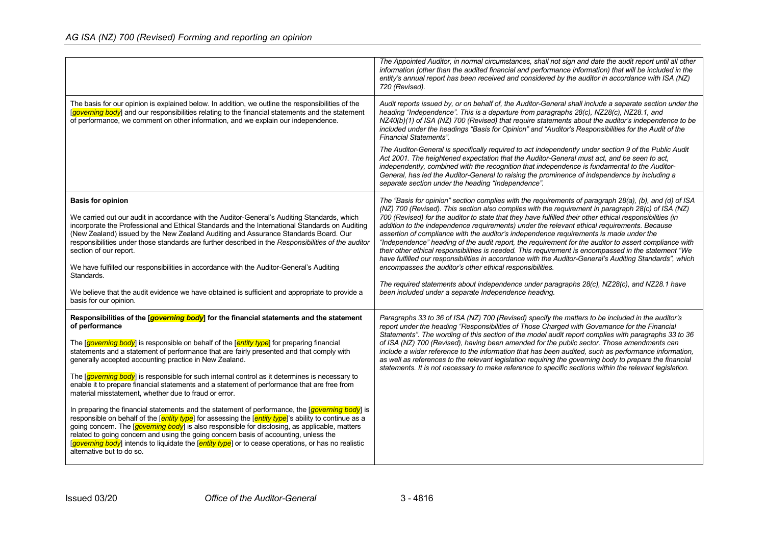| | |
|---|---|
| | *The Appointed Auditor, in normal circumstances, shall not sign and date the audit report until all other information (other than the audited financial and performance information) that will be included in the entity's annual report has been received and considered by the auditor in accordance with ISA (NZ) 720 (Revised).* |
| The basis for our opinion is explained below. In addition, we outline the responsibilities of the [*governing body*] and our responsibilities relating to the financial statements and the statement of performance, we comment on other information, and we explain our independence. | *Audit reports issued by, or on behalf of, the Auditor-General shall include a separate section under the heading "Independence". This is a departure from paragraphs 28(c), NZ28(c), NZ28.1, and NZ40(b)(1) of ISA (NZ) 700 (Revised) that require statements about the auditor's independence to be included under the headings "Basis for Opinion" and "Auditor's Responsibilities for the Audit of the Financial Statements".*<br><br>*The Auditor-General is specifically required to act independently under section 9 of the Public Audit Act 2001. The heightened expectation that the Auditor-General must act, and be seen to act, independently, combined with the recognition that independence is fundamental to the Auditor-General, has led the Auditor-General to raising the prominence of independence by including a separate section under the heading "Independence".* |
| **Basis for opinion**<br><br>We carried out our audit in accordance with the Auditor-General's Auditing Standards, which incorporate the Professional and Ethical Standards and the International Standards on Auditing (New Zealand) issued by the New Zealand Auditing and Assurance Standards Board. Our responsibilities under those standards are further described in the *Responsibilities of the auditor* section of our report.<br><br>We have fulfilled our responsibilities in accordance with the Auditor-General's Auditing Standards.<br><br>We believe that the audit evidence we have obtained is sufficient and appropriate to provide a basis for our opinion. | *The "Basis for opinion" section complies with the requirements of paragraph 28(a), (b), and (d) of ISA (NZ) 700 (Revised). This section also complies with the requirement in paragraph 28(c) of ISA (NZ) 700 (Revised) for the auditor to state that they have fulfilled their other ethical responsibilities (in addition to the independence requirements) under the relevant ethical requirements. Because assertion of compliance with the auditor's independence requirements is made under the "Independence" heading of the audit report, the requirement for the auditor to assert compliance with their other ethical responsibilities is needed. This requirement is encompassed in the statement "We have fulfilled our responsibilities in accordance with the Auditor-General's Auditing Standards", which encompasses the auditor's other ethical responsibilities.*<br><br>*The required statements about independence under paragraphs 28(c), NZ28(c), and NZ28.1 have been included under a separate Independence heading.* |
| **Responsibilities of the [*governing body*] for the financial statements and the statement of performance**<br><br>The [*governing body*] is responsible on behalf of the [*entity type*] for preparing financial statements and a statement of performance that are fairly presented and that comply with generally accepted accounting practice in New Zealand.<br><br>The [*governing body*] is responsible for such internal control as it determines is necessary to enable it to prepare financial statements and a statement of performance that are free from material misstatement, whether due to fraud or error.<br><br>In preparing the financial statements and the statement of performance, the [*governing body*] is responsible on behalf of the [*entity type*] for assessing the [*entity type*]'s ability to continue as a going concern. The [*governing body*] is also responsible for disclosing, as applicable, matters related to going concern and using the going concern basis of accounting, unless the [*governing body*] intends to liquidate the [*entity type*] or to cease operations, or has no realistic alternative but to do so. | *Paragraphs 33 to 36 of ISA (NZ) 700 (Revised) specify the matters to be included in the auditor's report under the heading "Responsibilities of Those Charged with Governance for the Financial Statements". The wording of this section of the model audit report complies with paragraphs 33 to 36 of ISA (NZ) 700 (Revised), having been amended for the public sector. Those amendments can include a wider reference to the information that has been audited, such as performance information, as well as references to the relevant legislation requiring the governing body to prepare the financial statements. It is not necessary to make reference to specific sections within the relevant legislation.* |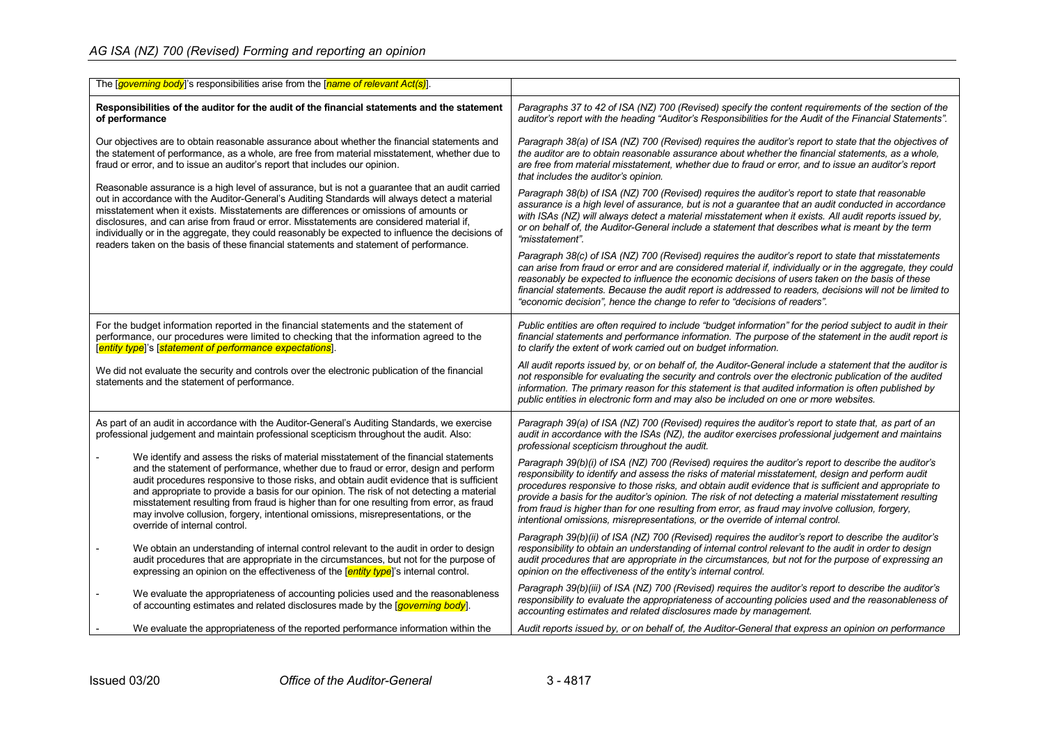| | |
|---|---|
| The [*governing body*]'s responsibilities arise from the [*name of relevant Act(s)*]. | |
| **Responsibilities of the auditor for the audit of the financial statements and the statement of performance**<br><br>Our objectives are to obtain reasonable assurance about whether the financial statements and the statement of performance, as a whole, are free from material misstatement, whether due to fraud or error, and to issue an auditor's report that includes our opinion.<br><br>Reasonable assurance is a high level of assurance, but is not a guarantee that an audit carried out in accordance with the Auditor-General's Auditing Standards will always detect a material misstatement when it exists. Misstatements are differences or omissions of amounts or disclosures, and can arise from fraud or error. Misstatements are considered material if, individually or in the aggregate, they could reasonably be expected to influence the decisions of readers taken on the basis of these financial statements and statement of performance. | *Paragraphs 37 to 42 of ISA (NZ) 700 (Revised) specify the content requirements of the section of the auditor's report with the heading "Auditor's Responsibilities for the Audit of the Financial Statements".*<br><br>*Paragraph 38(a) of ISA (NZ) 700 (Revised) requires the auditor's report to state that the objectives of the auditor are to obtain reasonable assurance about whether the financial statements, as a whole, are free from material misstatement, whether due to fraud or error, and to issue an auditor's report that includes the auditor's opinion.*<br><br>*Paragraph 38(b) of ISA (NZ) 700 (Revised) requires the auditor's report to state that reasonable assurance is a high level of assurance, but is not a guarantee that an audit conducted in accordance with ISAs (NZ) will always detect a material misstatement when it exists. All audit reports issued by, or on behalf of, the Auditor-General include a statement that describes what is meant by the term "misstatement".*<br><br>*Paragraph 38(c) of ISA (NZ) 700 (Revised) requires the auditor's report to state that misstatements can arise from fraud or error and are considered material if, individually or in the aggregate, they could reasonably be expected to influence the economic decisions of users taken on the basis of these financial statements. Because the audit report is addressed to readers, decisions will not be limited to "economic decision", hence the change to refer to "decisions of readers".* |
| For the budget information reported in the financial statements and the statement of performance, our procedures were limited to checking that the information agreed to the [*entity type*]'s [*statement of performance expectations*].<br><br>We did not evaluate the security and controls over the electronic publication of the financial statements and the statement of performance. | *Public entities are often required to include "budget information" for the period subject to audit in their financial statements and performance information. The purpose of the statement in the audit report is to clarify the extent of work carried out on budget information.*<br><br>*All audit reports issued by, or on behalf of, the Auditor-General include a statement that the auditor is not responsible for evaluating the security and controls over the electronic publication of the audited information. The primary reason for this statement is that audited information is often published by public entities in electronic form and may also be included on one or more websites.* |
| As part of an audit in accordance with the Auditor-General's Auditing Standards, we exercise professional judgement and maintain professional scepticism throughout the audit. Also:<br><br>- We identify and assess the risks of material misstatement of the financial statements and the statement of performance, whether due to fraud or error, design and perform audit procedures responsive to those risks, and obtain audit evidence that is sufficient and appropriate to provide a basis for our opinion. The risk of not detecting a material misstatement resulting from fraud is higher than for one resulting from error, as fraud may involve collusion, forgery, intentional omissions, misrepresentations, or the override of internal control.<br><br>- We obtain an understanding of internal control relevant to the audit in order to design audit procedures that are appropriate in the circumstances, but not for the purpose of expressing an opinion on the effectiveness of the [*entity type*]'s internal control.<br><br>- We evaluate the appropriateness of accounting policies used and the reasonableness of accounting estimates and related disclosures made by the [*governing body*].<br><br>- We evaluate the appropriateness of the reported performance information within the | *Paragraph 39(a) of ISA (NZ) 700 (Revised) requires the auditor's report to state that, as part of an audit in accordance with the ISAs (NZ), the auditor exercises professional judgement and maintains professional scepticism throughout the audit.*<br><br>*Paragraph 39(b)(i) of ISA (NZ) 700 (Revised) requires the auditor's report to describe the auditor's responsibility to identify and assess the risks of material misstatement, design and perform audit procedures responsive to those risks, and obtain audit evidence that is sufficient and appropriate to provide a basis for the auditor's opinion. The risk of not detecting a material misstatement resulting from fraud is higher than for one resulting from error, as fraud may involve collusion, forgery, intentional omissions, misrepresentations, or the override of internal control.*<br><br>*Paragraph 39(b)(ii) of ISA (NZ) 700 (Revised) requires the auditor's report to describe the auditor's responsibility to obtain an understanding of internal control relevant to the audit in order to design audit procedures that are appropriate in the circumstances, but not for the purpose of expressing an opinion on the effectiveness of the entity's internal control.*<br><br>*Paragraph 39(b)(iii) of ISA (NZ) 700 (Revised) requires the auditor's report to describe the auditor's responsibility to evaluate the appropriateness of accounting policies used and the reasonableness of accounting estimates and related disclosures made by management.*<br><br>*Audit reports issued by, or on behalf of, the Auditor-General that express an opinion on performance* |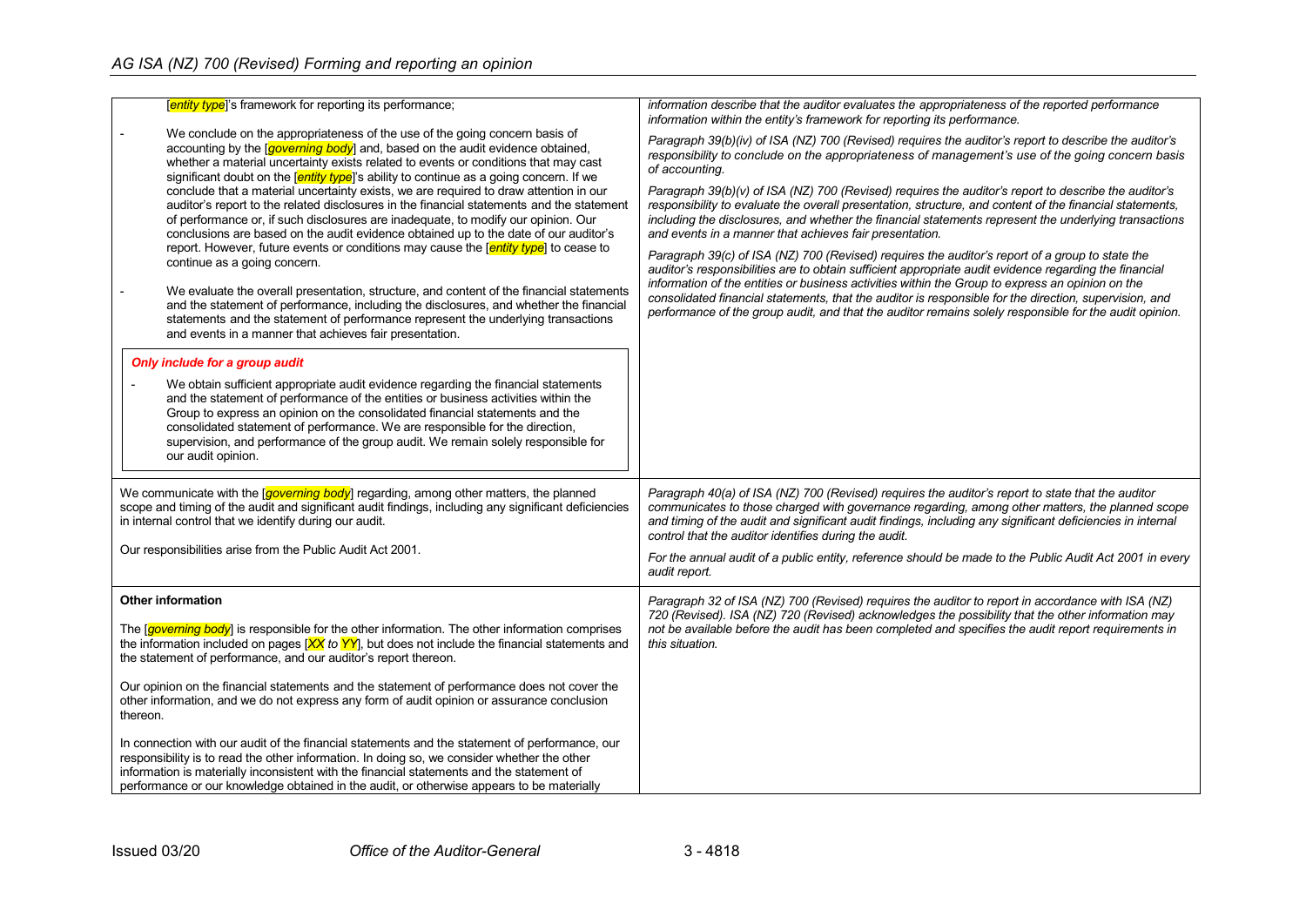| | |
|---|---|
| [*entity type*]'s framework for reporting its performance;<br><br>- We conclude on the appropriateness of the use of the going concern basis of accounting by the [*governing body*] and, based on the audit evidence obtained, whether a material uncertainty exists related to events or conditions that may cast significant doubt on the [*entity type*]'s ability to continue as a going concern. If we conclude that a material uncertainty exists, we are required to draw attention in our auditor's report to the related disclosures in the financial statements and the statement of performance or, if such disclosures are inadequate, to modify our opinion. Our conclusions are based on the audit evidence obtained up to the date of our auditor's report. However, future events or conditions may cause the [*entity type*] to cease to continue as a going concern.<br><br>- We evaluate the overall presentation, structure, and content of the financial statements and the statement of performance, including the disclosures, and whether the financial statements and the statement of performance represent the underlying transactions and events in a manner that achieves fair presentation.<br><br>***Only include for a group audit***<br><br>- We obtain sufficient appropriate audit evidence regarding the financial statements and the statement of performance of the entities or business activities within the Group to express an opinion on the consolidated financial statements and the consolidated statement of performance. We are responsible for the direction, supervision, and performance of the group audit. We remain solely responsible for our audit opinion. | *information describe that the auditor evaluates the appropriateness of the reported performance information within the entity's framework for reporting its performance.*<br><br>*Paragraph 39(b)(iv) of ISA (NZ) 700 (Revised) requires the auditor's report to describe the auditor's responsibility to conclude on the appropriateness of management's use of the going concern basis of accounting.*<br><br>*Paragraph 39(b)(v) of ISA (NZ) 700 (Revised) requires the auditor's report to describe the auditor's responsibility to evaluate the overall presentation, structure, and content of the financial statements, including the disclosures, and whether the financial statements represent the underlying transactions and events in a manner that achieves fair presentation.*<br><br>*Paragraph 39(c) of ISA (NZ) 700 (Revised) requires the auditor's report of a group to state the auditor's responsibilities are to obtain sufficient appropriate audit evidence regarding the financial information of the entities or business activities within the Group to express an opinion on the consolidated financial statements, that the auditor is responsible for the direction, supervision, and performance of the group audit, and that the auditor remains solely responsible for the audit opinion.* |
| We communicate with the [*governing body*] regarding, among other matters, the planned scope and timing of the audit and significant audit findings, including any significant deficiencies in internal control that we identify during our audit.<br><br>Our responsibilities arise from the Public Audit Act 2001. | *Paragraph 40(a) of ISA (NZ) 700 (Revised) requires the auditor's report to state that the auditor communicates to those charged with governance regarding, among other matters, the planned scope and timing of the audit and significant audit findings, including any significant deficiencies in internal control that the auditor identifies during the audit.*<br><br>*For the annual audit of a public entity, reference should be made to the Public Audit Act 2001 in every audit report.* |
| **Other information**<br><br>The [*governing body*] is responsible for the other information. The other information comprises the information included on pages [*XX to YY*], but does not include the financial statements and the statement of performance, and our auditor's report thereon.<br><br>Our opinion on the financial statements and the statement of performance does not cover the other information, and we do not express any form of audit opinion or assurance conclusion thereon.<br><br>In connection with our audit of the financial statements and the statement of performance, our responsibility is to read the other information. In doing so, we consider whether the other information is materially inconsistent with the financial statements and the statement of performance or our knowledge obtained in the audit, or otherwise appears to be materially | *Paragraph 32 of ISA (NZ) 700 (Revised) requires the auditor to report in accordance with ISA (NZ) 720 (Revised). ISA (NZ) 720 (Revised) acknowledges the possibility that the other information may not be available before the audit has been completed and specifies the audit report requirements in this situation.* |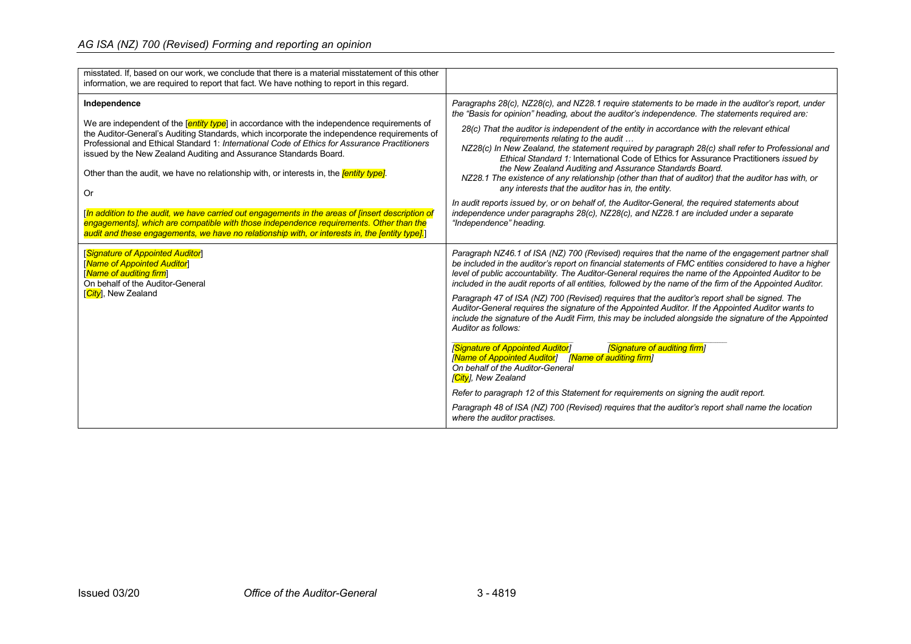| | |
|---|---|
| misstated. If, based on our work, we conclude that there is a material misstatement of this other information, we are required to report that fact. We have nothing to report in this regard. | |
| **Independence**<br><br>We are independent of the [*entity type*] in accordance with the independence requirements of the Auditor-General's Auditing Standards, which incorporate the independence requirements of Professional and Ethical Standard 1: *International Code of Ethics for Assurance Practitioners* issued by the New Zealand Auditing and Assurance Standards Board.<br><br>Other than the audit, we have no relationship with, or interests in, the *[entity type]*.<br><br>Or<br><br>[*In addition to the audit, we have carried out engagements in the areas of [insert description of engagements], which are compatible with those independence requirements. Other than the audit and these engagements, we have no relationship with, or interests in, the [entity type].*] | *Paragraphs 28(c), NZ28(c), and NZ28.1 require statements to be made in the auditor's report, under the "Basis for opinion" heading, about the auditor's independence. The statements required are:*<br><br>*28(c) That the auditor is independent of the entity in accordance with the relevant ethical requirements relating to the audit …*<br>*NZ28(c) In New Zealand, the statement required by paragraph 28(c) shall refer to Professional and Ethical Standard 1:* International Code of Ethics for Assurance Practitioners *issued by the New Zealand Auditing and Assurance Standards Board.*<br>*NZ28.1 The existence of any relationship (other than that of auditor) that the auditor has with, or any interests that the auditor has in, the entity.*<br><br>*In audit reports issued by, or on behalf of, the Auditor-General, the required statements about independence under paragraphs 28(c), NZ28(c), and NZ28.1 are included under a separate "Independence" heading.* |
| [*Signature of Appointed Auditor*]<br>[*Name of Appointed Auditor*]<br>[*Name of auditing firm*]<br>On behalf of the Auditor-General<br>[*City*], New Zealand | *Paragraph NZ46.1 of ISA (NZ) 700 (Revised) requires that the name of the engagement partner shall be included in the auditor's report on financial statements of FMC entities considered to have a higher level of public accountability. The Auditor-General requires the name of the Appointed Auditor to be included in the audit reports of all entities, followed by the name of the firm of the Appointed Auditor.*<br><br>*Paragraph 47 of ISA (NZ) 700 (Revised) requires that the auditor's report shall be signed. The Auditor-General requires the signature of the Appointed Auditor. If the Appointed Auditor wants to include the signature of the Audit Firm, this may be included alongside the signature of the Appointed Auditor as follows:*<br><br>*[Signature of Appointed Auditor]* *[Signature of auditing firm]*<br>*[Name of Appointed Auditor]* *[Name of auditing firm]*<br>*On behalf of the Auditor-General*<br>*[City], New Zealand*<br><br>*Refer to paragraph 12 of this Statement for requirements on signing the audit report.*<br><br>*Paragraph 48 of ISA (NZ) 700 (Revised) requires that the auditor's report shall name the location where the auditor practises.* |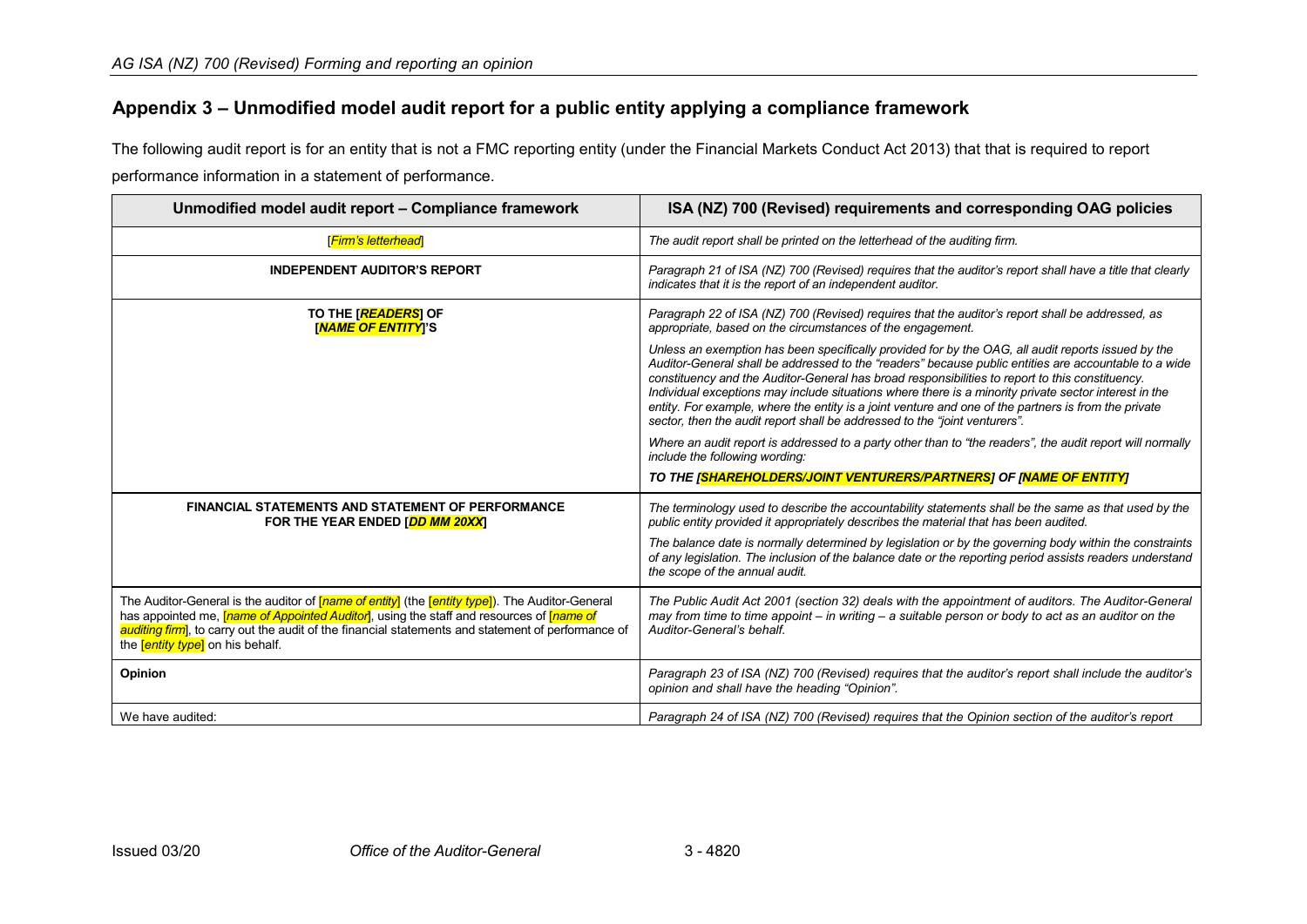## Appendix 3 – Unmodified model audit report for a public entity applying a compliance framework

The following audit report is for an entity that is not a FMC reporting entity (under the Financial Markets Conduct Act 2013) that that is required to report performance information in a statement of performance.

| Unmodified model audit report – Compliance framework | ISA (NZ) 700 (Revised) requirements and corresponding OAG policies |
|---|---|
| [*Firm's letterhead*] | *The audit report shall be printed on the letterhead of the auditing firm.* |
| **INDEPENDENT AUDITOR'S REPORT** | *Paragraph 21 of ISA (NZ) 700 (Revised) requires that the auditor's report shall have a title that clearly indicates that it is the report of an independent auditor.* |
| **TO THE [*READERS*] OF [*NAME OF ENTITY*]'S** | *Paragraph 22 of ISA (NZ) 700 (Revised) requires that the auditor's report shall be addressed, as appropriate, based on the circumstances of the engagement.*<br><br>*Unless an exemption has been specifically provided for by the OAG, all audit reports issued by the Auditor-General shall be addressed to the "readers" because public entities are accountable to a wide constituency and the Auditor-General has broad responsibilities to report to this constituency. Individual exceptions may include situations where there is a minority private sector interest in the entity. For example, where the entity is a joint venture and one of the partners is from the private sector, then the audit report shall be addressed to the "joint venturers".*<br><br>*Where an audit report is addressed to a party other than to "the readers", the audit report will normally include the following wording:*<br><br>***TO THE [SHAREHOLDERS/JOINT VENTURERS/PARTNERS] OF [NAME OF ENTITY]*** |
| **FINANCIAL STATEMENTS AND STATEMENT OF PERFORMANCE FOR THE YEAR ENDED [*DD MM 20XX*]** | *The terminology used to describe the accountability statements shall be the same as that used by the public entity provided it appropriately describes the material that has been audited.*<br><br>*The balance date is normally determined by legislation or by the governing body within the constraints of any legislation. The inclusion of the balance date or the reporting period assists readers understand the scope of the annual audit.* |
| The Auditor-General is the auditor of [*name of entity*] (the [*entity type*]). The Auditor-General has appointed me, [*name of Appointed Auditor*], using the staff and resources of [*name of auditing firm*], to carry out the audit of the financial statements and statement of performance of the [*entity type*] on his behalf. | *The Public Audit Act 2001 (section 32) deals with the appointment of auditors. The Auditor-General may from time to time appoint – in writing – a suitable person or body to act as an auditor on the Auditor-General's behalf.* |
| **Opinion** | *Paragraph 23 of ISA (NZ) 700 (Revised) requires that the auditor's report shall include the auditor's opinion and shall have the heading "Opinion".* |
| We have audited: | *Paragraph 24 of ISA (NZ) 700 (Revised) requires that the Opinion section of the auditor's report* |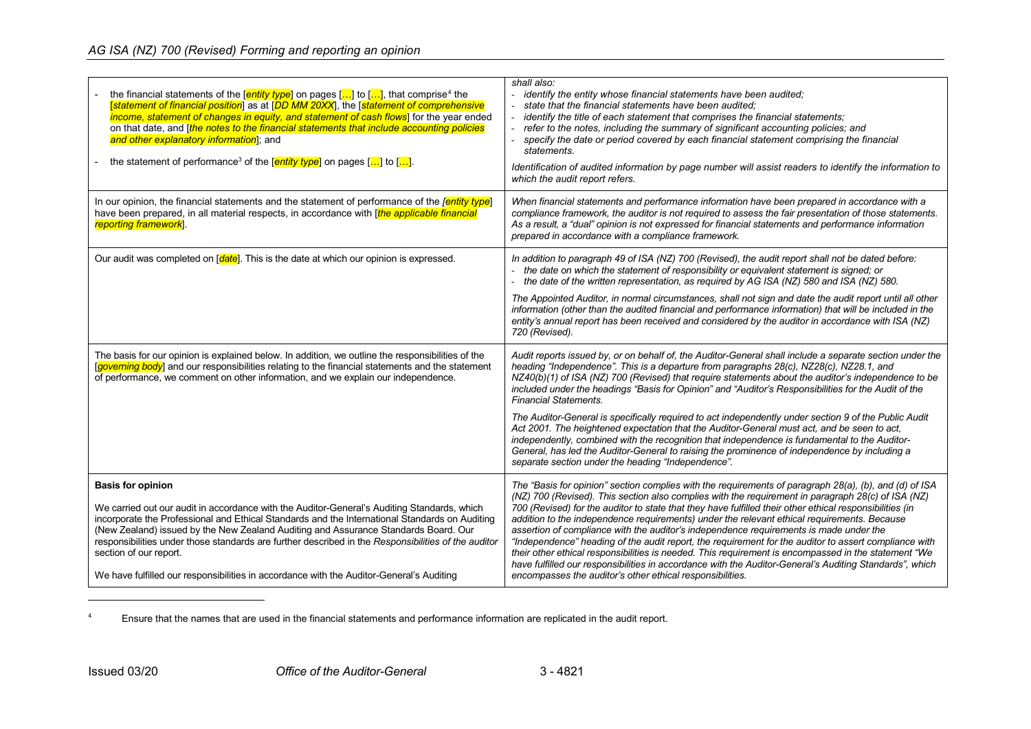| | |
|---|---|
| - the financial statements of the [*entity type*] on pages […] to […], that comprise[4] the [*statement of financial position*] as at [*DD MM 20XX*], the [*statement of comprehensive income, statement of changes in equity, and statement of cash flows*] for the year ended on that date, and [*the notes to the financial statements that include accounting policies and other explanatory information*]; and<br>- the statement of performance[3] of the [*entity type*] on pages […] to […]. | *shall also:*<br>- *identify the entity whose financial statements have been audited;*<br>- *state that the financial statements have been audited;*<br>- *identify the title of each statement that comprises the financial statements;*<br>- *refer to the notes, including the summary of significant accounting policies; and*<br>- *specify the date or period covered by each financial statement comprising the financial statements.*<br>*Identification of audited information by page number will assist readers to identify the information to which the audit report refers.* |
| In our opinion, the financial statements and the statement of performance of the [*entity type*] have been prepared, in all material respects, in accordance with [*the applicable financial reporting framework*]. | *When financial statements and performance information have been prepared in accordance with a compliance framework, the auditor is not required to assess the fair presentation of those statements. As a result, a "dual" opinion is not expressed for financial statements and performance information prepared in accordance with a compliance framework.* |
| Our audit was completed on [*date*]. This is the date at which our opinion is expressed. | *In addition to paragraph 49 of ISA (NZ) 700 (Revised), the audit report shall not be dated before:*<br>- *the date on which the statement of responsibility or equivalent statement is signed; or*<br>- *the date of the written representation, as required by AG ISA (NZ) 580 and ISA (NZ) 580.*<br>*The Appointed Auditor, in normal circumstances, shall not sign and date the audit report until all other information (other than the audited financial and performance information) that will be included in the entity's annual report has been received and considered by the auditor in accordance with ISA (NZ) 720 (Revised).* |
| The basis for our opinion is explained below. In addition, we outline the responsibilities of the [*governing body*] and our responsibilities relating to the financial statements and the statement of performance, we comment on other information, and we explain our independence. | *Audit reports issued by, or on behalf of, the Auditor-General shall include a separate section under the heading "Independence". This is a departure from paragraphs 28(c), NZ28(c), NZ28.1, and NZ40(b)(1) of ISA (NZ) 700 (Revised) that require statements about the auditor's independence to be included under the headings "Basis for Opinion" and "Auditor's Responsibilities for the Audit of the Financial Statements.*<br>*The Auditor-General is specifically required to act independently under section 9 of the Public Audit Act 2001. The heightened expectation that the Auditor-General must act, and be seen to act, independently, combined with the recognition that independence is fundamental to the Auditor-General, has led the Auditor-General to raising the prominence of independence by including a separate section under the heading "Independence".* |
| **Basis for opinion**<br>We carried out our audit in accordance with the Auditor-General's Auditing Standards, which incorporate the Professional and Ethical Standards and the International Standards on Auditing (New Zealand) issued by the New Zealand Auditing and Assurance Standards Board. Our responsibilities under those standards are further described in the *Responsibilities of the auditor* section of our report.<br>We have fulfilled our responsibilities in accordance with the Auditor-General's Auditing | *The "Basis for opinion" section complies with the requirements of paragraph 28(a), (b), and (d) of ISA (NZ) 700 (Revised). This section also complies with the requirement in paragraph 28(c) of ISA (NZ) 700 (Revised) for the auditor to state that they have fulfilled their other ethical responsibilities (in addition to the independence requirements) under the relevant ethical requirements. Because assertion of compliance with the auditor's independence requirements is made under the "Independence" heading of the audit report, the requirement for the auditor to assert compliance with their other ethical responsibilities is needed. This requirement is encompassed in the statement "We have fulfilled our responsibilities in accordance with the Auditor-General's Auditing Standards", which encompasses the auditor's other ethical responsibilities.* |

[4] Ensure that the names that are used in the financial statements and performance information are replicated in the audit report.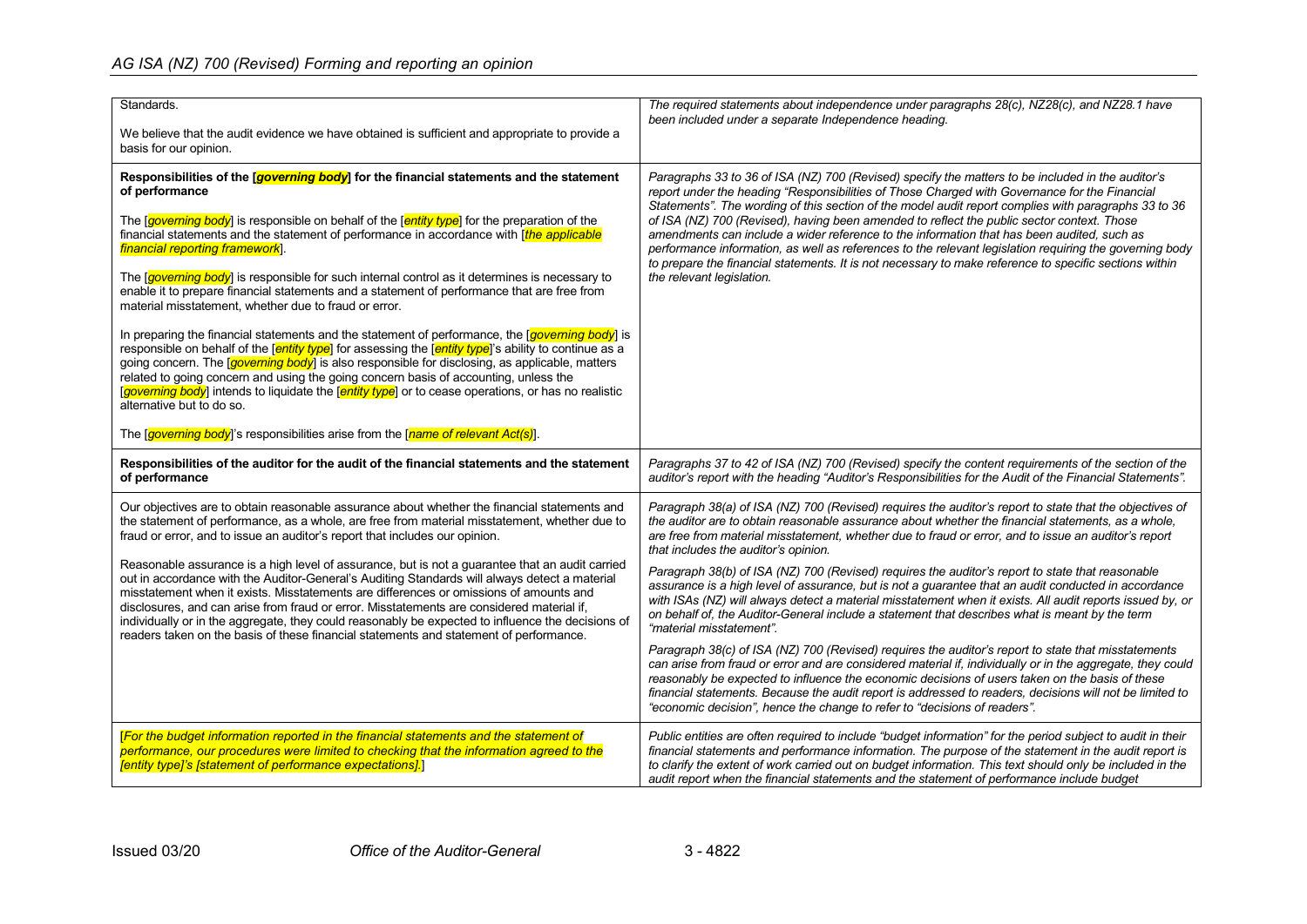| | |
|---|---|
| Standards.<br><br>We believe that the audit evidence we have obtained is sufficient and appropriate to provide a basis for our opinion. | *The required statements about independence under paragraphs 28(c), NZ28(c), and NZ28.1 have been included under a separate Independence heading.* |
| **Responsibilities of the [*governing body*] for the financial statements and the statement of performance**<br><br>The [*governing body*] is responsible on behalf of the [*entity type*] for the preparation of the financial statements and the statement of performance in accordance with [*the applicable financial reporting framework*].<br><br>The [*governing body*] is responsible for such internal control as it determines is necessary to enable it to prepare financial statements and a statement of performance that are free from material misstatement, whether due to fraud or error.<br><br>In preparing the financial statements and the statement of performance, the [*governing body*] is responsible on behalf of the [*entity type*] for assessing the [*entity type*]'s ability to continue as a going concern. The [*governing body*] is also responsible for disclosing, as applicable, matters related to going concern and using the going concern basis of accounting, unless the [*governing body*] intends to liquidate the [*entity type*] or to cease operations, or has no realistic alternative but to do so.<br><br>The [*governing body*]'s responsibilities arise from the [*name of relevant Act(s)*]. | *Paragraphs 33 to 36 of ISA (NZ) 700 (Revised) specify the matters to be included in the auditor's report under the heading "Responsibilities of Those Charged with Governance for the Financial Statements". The wording of this section of the model audit report complies with paragraphs 33 to 36 of ISA (NZ) 700 (Revised), having been amended to reflect the public sector context. Those amendments can include a wider reference to the information that has been audited, such as performance information, as well as references to the relevant legislation requiring the governing body to prepare the financial statements. It is not necessary to make reference to specific sections within the relevant legislation.* |
| **Responsibilities of the auditor for the audit of the financial statements and the statement of performance** | *Paragraphs 37 to 42 of ISA (NZ) 700 (Revised) specify the content requirements of the section of the auditor's report with the heading "Auditor's Responsibilities for the Audit of the Financial Statements".* |
| Our objectives are to obtain reasonable assurance about whether the financial statements and the statement of performance, as a whole, are free from material misstatement, whether due to fraud or error, and to issue an auditor's report that includes our opinion.<br><br>Reasonable assurance is a high level of assurance, but is not a guarantee that an audit carried out in accordance with the Auditor-General's Auditing Standards will always detect a material misstatement when it exists. Misstatements are differences or omissions of amounts and disclosures, and can arise from fraud or error. Misstatements are considered material if, individually or in the aggregate, they could reasonably be expected to influence the decisions of readers taken on the basis of these financial statements and statement of performance. | *Paragraph 38(a) of ISA (NZ) 700 (Revised) requires the auditor's report to state that the objectives of the auditor are to obtain reasonable assurance about whether the financial statements, as a whole, are free from material misstatement, whether due to fraud or error, and to issue an auditor's report that includes the auditor's opinion.*<br><br>*Paragraph 38(b) of ISA (NZ) 700 (Revised) requires the auditor's report to state that reasonable assurance is a high level of assurance, but is not a guarantee that an audit conducted in accordance with ISAs (NZ) will always detect a material misstatement when it exists. All audit reports issued by, or on behalf of, the Auditor-General include a statement that describes what is meant by the term "material misstatement".*<br><br>*Paragraph 38(c) of ISA (NZ) 700 (Revised) requires the auditor's report to state that misstatements can arise from fraud or error and are considered material if, individually or in the aggregate, they could reasonably be expected to influence the economic decisions of users taken on the basis of these financial statements. Because the audit report is addressed to readers, decisions will not be limited to "economic decision", hence the change to refer to "decisions of readers".* |
| [*For the budget information reported in the financial statements and the statement of performance, our procedures were limited to checking that the information agreed to the [entity type]'s [statement of performance expectations].*] | *Public entities are often required to include "budget information" for the period subject to audit in their financial statements and performance information. The purpose of the statement in the audit report is to clarify the extent of work carried out on budget information. This text should only be included in the audit report when the financial statements and the statement of performance include budget* |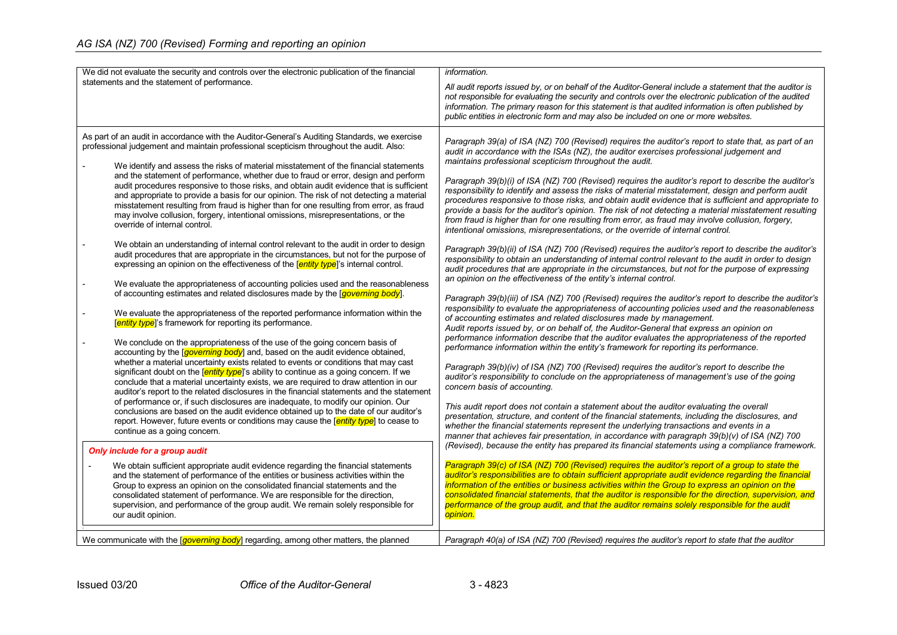| | |
|---|---|
| We did not evaluate the security and controls over the electronic publication of the financial statements and the statement of performance. | *information.*<br><br>*All audit reports issued by, or on behalf of the Auditor-General include a statement that the auditor is not responsible for evaluating the security and controls over the electronic publication of the audited information. The primary reason for this statement is that audited information is often published by public entities in electronic form and may also be included on one or more websites.* |
| As part of an audit in accordance with the Auditor-General's Auditing Standards, we exercise professional judgement and maintain professional scepticism throughout the audit. Also:<br><br>- We identify and assess the risks of material misstatement of the financial statements and the statement of performance, whether due to fraud or error, design and perform audit procedures responsive to those risks, and obtain audit evidence that is sufficient and appropriate to provide a basis for our opinion. The risk of not detecting a material misstatement resulting from fraud is higher than for one resulting from error, as fraud may involve collusion, forgery, intentional omissions, misrepresentations, or the override of internal control.<br><br>- We obtain an understanding of internal control relevant to the audit in order to design audit procedures that are appropriate in the circumstances, but not for the purpose of expressing an opinion on the effectiveness of the [*entity type*]'s internal control.<br><br>- We evaluate the appropriateness of accounting policies used and the reasonableness of accounting estimates and related disclosures made by the [*governing body*].<br><br>- We evaluate the appropriateness of the reported performance information within the [*entity type*]'s framework for reporting its performance.<br><br>- We conclude on the appropriateness of the use of the going concern basis of accounting by the [*governing body*] and, based on the audit evidence obtained, whether a material uncertainty exists related to events or conditions that may cast significant doubt on the [*entity type*]'s ability to continue as a going concern. If we conclude that a material uncertainty exists, we are required to draw attention in our auditor's report to the related disclosures in the financial statements and the statement of performance or, if such disclosures are inadequate, to modify our opinion. Our conclusions are based on the audit evidence obtained up to the date of our auditor's report. However, future events or conditions may cause the [*entity type*] to cease to continue as a going concern. | *Paragraph 39(a) of ISA (NZ) 700 (Revised) requires the auditor's report to state that, as part of an audit in accordance with the ISAs (NZ), the auditor exercises professional judgement and maintains professional scepticism throughout the audit.*<br><br>*Paragraph 39(b)(i) of ISA (NZ) 700 (Revised) requires the auditor's report to describe the auditor's responsibility to identify and assess the risks of material misstatement, design and perform audit procedures responsive to those risks, and obtain audit evidence that is sufficient and appropriate to provide a basis for the auditor's opinion. The risk of not detecting a material misstatement resulting from fraud is higher than for one resulting from error, as fraud may involve collusion, forgery, intentional omissions, misrepresentations, or the override of internal control.*<br><br>*Paragraph 39(b)(ii) of ISA (NZ) 700 (Revised) requires the auditor's report to describe the auditor's responsibility to obtain an understanding of internal control relevant to the audit in order to design audit procedures that are appropriate in the circumstances, but not for the purpose of expressing an opinion on the effectiveness of the entity's internal control.*<br><br>*Paragraph 39(b)(iii) of ISA (NZ) 700 (Revised) requires the auditor's report to describe the auditor's responsibility to evaluate the appropriateness of accounting policies used and the reasonableness of accounting estimates and related disclosures made by management.*<br>*Audit reports issued by, or on behalf of, the Auditor-General that express an opinion on performance information describe that the auditor evaluates the appropriateness of the reported performance information within the entity's framework for reporting its performance.*<br><br>*Paragraph 39(b)(iv) of ISA (NZ) 700 (Revised) requires the auditor's report to describe the auditor's responsibility to conclude on the appropriateness of management's use of the going concern basis of accounting.*<br><br>*This audit report does not contain a statement about the auditor evaluating the overall presentation, structure, and content of the financial statements, including the disclosures, and whether the financial statements represent the underlying transactions and events in a manner that achieves fair presentation, in accordance with paragraph 39(b)(v) of ISA (NZ) 700 (Revised), because the entity has prepared its financial statements using a compliance framework.* |
| ***Only include for a group audit***<br><br>- We obtain sufficient appropriate audit evidence regarding the financial statements and the statement of performance of the entities or business activities within the Group to express an opinion on the consolidated financial statements and the consolidated statement of performance. We are responsible for the direction, supervision, and performance of the group audit. We remain solely responsible for our audit opinion. | *Paragraph 39(c) of ISA (NZ) 700 (Revised) requires the auditor's report of a group to state the auditor's responsibilities are to obtain sufficient appropriate audit evidence regarding the financial information of the entities or business activities within the Group to express an opinion on the consolidated financial statements, that the auditor is responsible for the direction, supervision, and performance of the group audit, and that the auditor remains solely responsible for the audit opinion.* |
| We communicate with the [*governing body*] regarding, among other matters, the planned | *Paragraph 40(a) of ISA (NZ) 700 (Revised) requires the auditor's report to state that the auditor* |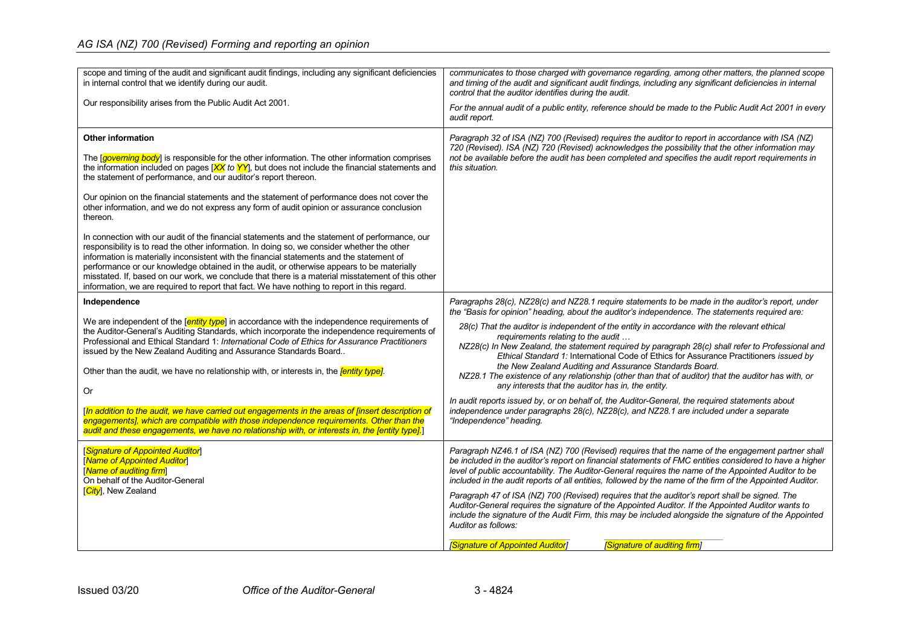| | |
|---|---|
| scope and timing of the audit and significant audit findings, including any significant deficiencies in internal control that we identify during our audit.<br><br>Our responsibility arises from the Public Audit Act 2001. | *communicates to those charged with governance regarding, among other matters, the planned scope and timing of the audit and significant audit findings, including any significant deficiencies in internal control that the auditor identifies during the audit.*<br><br>*For the annual audit of a public entity, reference should be made to the Public Audit Act 2001 in every audit report.* |
| **Other information**<br><br>The [*governing body*] is responsible for the other information. The other information comprises the information included on pages [*XX to YY*], but does not include the financial statements and the statement of performance, and our auditor's report thereon.<br><br>Our opinion on the financial statements and the statement of performance does not cover the other information, and we do not express any form of audit opinion or assurance conclusion thereon.<br><br>In connection with our audit of the financial statements and the statement of performance, our responsibility is to read the other information. In doing so, we consider whether the other information is materially inconsistent with the financial statements and the statement of performance or our knowledge obtained in the audit, or otherwise appears to be materially misstated. If, based on our work, we conclude that there is a material misstatement of this other information, we are required to report that fact. We have nothing to report in this regard. | *Paragraph 32 of ISA (NZ) 700 (Revised) requires the auditor to report in accordance with ISA (NZ) 720 (Revised). ISA (NZ) 720 (Revised) acknowledges the possibility that the other information may not be available before the audit has been completed and specifies the audit report requirements in this situation.* |
| **Independence**<br><br>We are independent of the [*entity type*] in accordance with the independence requirements of the Auditor-General's Auditing Standards, which incorporate the independence requirements of Professional and Ethical Standard 1: *International Code of Ethics for Assurance Practitioners* issued by the New Zealand Auditing and Assurance Standards Board..<br><br>Other than the audit, we have no relationship with, or interests in, the *[entity type]*.<br><br>Or<br><br>[*In addition to the audit, we have carried out engagements in the areas of [insert description of engagements], which are compatible with those independence requirements. Other than the audit and these engagements, we have no relationship with, or interests in, the [entity type].*] | *Paragraphs 28(c), NZ28(c) and NZ28.1 require statements to be made in the auditor's report, under the "Basis for opinion" heading, about the auditor's independence. The statements required are:*<br><br>*28(c) That the auditor is independent of the entity in accordance with the relevant ethical requirements relating to the audit …*<br>*NZ28(c) In New Zealand, the statement required by paragraph 28(c) shall refer to Professional and Ethical Standard 1:* International Code of Ethics for Assurance Practitioners *issued by the New Zealand Auditing and Assurance Standards Board.*<br>*NZ28.1 The existence of any relationship (other than that of auditor) that the auditor has with, or any interests that the auditor has in, the entity.*<br><br>*In audit reports issued by, or on behalf of, the Auditor-General, the required statements about independence under paragraphs 28(c), NZ28(c), and NZ28.1 are included under a separate "Independence" heading.* |
| [*Signature of Appointed Auditor*]<br>[*Name of Appointed Auditor*]<br>[*Name of auditing firm*]<br>On behalf of the Auditor-General<br>[*City*], New Zealand | *Paragraph NZ46.1 of ISA (NZ) 700 (Revised) requires that the name of the engagement partner shall be included in the auditor's report on financial statements of FMC entities considered to have a higher level of public accountability. The Auditor-General requires the name of the Appointed Auditor to be included in the audit reports of all entities, followed by the name of the firm of the Appointed Auditor.*<br><br>*Paragraph 47 of ISA (NZ) 700 (Revised) requires that the auditor's report shall be signed. The Auditor-General requires the signature of the Appointed Auditor. If the Appointed Auditor wants to include the signature of the Audit Firm, this may be included alongside the signature of the Appointed Auditor as follows:*<br><br>*[Signature of Appointed Auditor]*     *[Signature of auditing firm]* |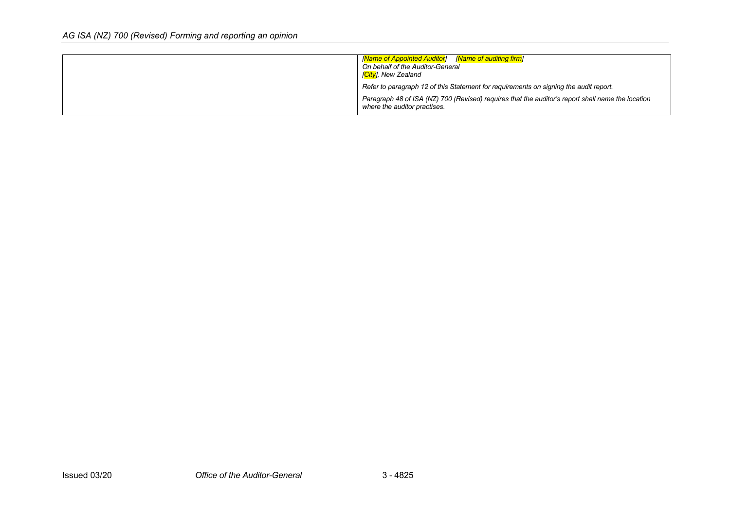| | |
|---|---|
| | *[Name of Appointed Auditor] [Name of auditing firm]*<br>*On behalf of the Auditor-General*<br>*[City], New Zealand*<br><br>*Refer to paragraph 12 of this Statement for requirements on signing the audit report.*<br><br>*Paragraph 48 of ISA (NZ) 700 (Revised) requires that the auditor's report shall name the location where the auditor practises.* |